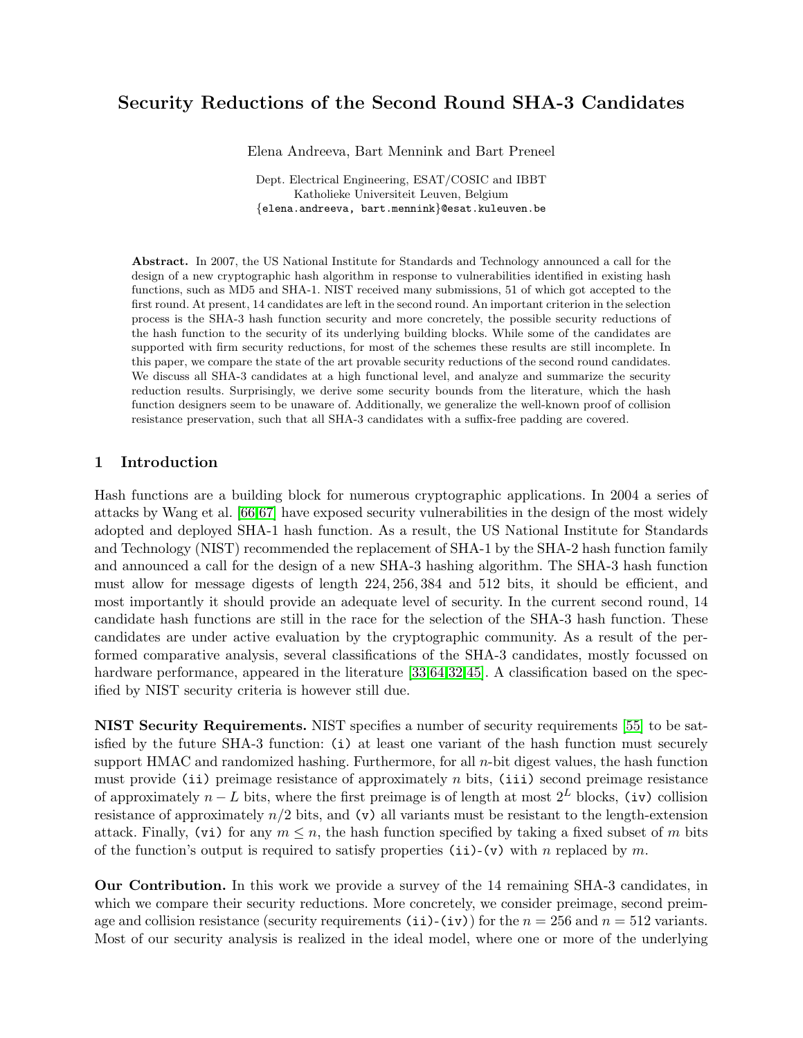# Security Reductions of the Second Round SHA-3 Candidates

Elena Andreeva, Bart Mennink and Bart Preneel

Dept. Electrical Engineering, ESAT/COSIC and IBBT
Katholieke Universiteit Leuven, Belgium
{elena.andreeva, bart.mennink}@esat.kuleuven.be

**Abstract.** In 2007, the US National Institute for Standards and Technology announced a call for the design of a new cryptographic hash algorithm in response to vulnerabilities identified in existing hash functions, such as MD5 and SHA-1. NIST received many submissions, 51 of which got accepted to the first round. At present, 14 candidates are left in the second round. An important criterion in the selection process is the SHA-3 hash function security and more concretely, the possible security reductions of the hash function to the security of its underlying building blocks. While some of the candidates are supported with firm security reductions, for most of the schemes these results are still incomplete. In this paper, we compare the state of the art provable security reductions of the second round candidates. We discuss all SHA-3 candidates at a high functional level, and analyze and summarize the security reduction results. Surprisingly, we derive some security bounds from the literature, which the hash function designers seem to be unaware of. Additionally, we generalize the well-known proof of collision resistance preservation, such that all SHA-3 candidates with a suffix-free padding are covered.

## 1 Introduction

Hash functions are a building block for numerous cryptographic applications. In 2004 a series of attacks by Wang et al. [66,67] have exposed security vulnerabilities in the design of the most widely adopted and deployed SHA-1 hash function. As a result, the US National Institute for Standards and Technology (NIST) recommended the replacement of SHA-1 by the SHA-2 hash function family and announced a call for the design of a new SHA-3 hashing algorithm. The SHA-3 hash function must allow for message digests of length $224, 256, 384$ and $512$ bits, it should be efficient, and most importantly it should provide an adequate level of security. In the current second round, 14 candidate hash functions are still in the race for the selection of the SHA-3 hash function. These candidates are under active evaluation by the cryptographic community. As a result of the performed comparative analysis, several classifications of the SHA-3 candidates, mostly focussed on hardware performance, appeared in the literature [33,64,32,45]. A classification based on the specified by NIST security criteria is however still due.

**NIST Security Requirements.** NIST specifies a number of security requirements [55] to be satisfied by the future SHA-3 function: (i) at least one variant of the hash function must securely support HMAC and randomized hashing. Furthermore, for all $n$-bit digest values, the hash function must provide (ii) preimage resistance of approximately $n$ bits, (iii) second preimage resistance of approximately $n - L$ bits, where the first preimage is of length at most $2^L$ blocks, (iv) collision resistance of approximately $n/2$ bits, and (v) all variants must be resistant to the length-extension attack. Finally, (vi) for any $m \leq n$, the hash function specified by taking a fixed subset of $m$ bits of the function's output is required to satisfy properties (ii)-(v) with $n$ replaced by $m$.

**Our Contribution.** In this work we provide a survey of the 14 remaining SHA-3 candidates, in which we compare their security reductions. More concretely, we consider preimage, second preimage and collision resistance (security requirements (ii)-(iv)) for the $n = 256$ and $n = 512$ variants. Most of our security analysis is realized in the ideal model, where one or more of the underlying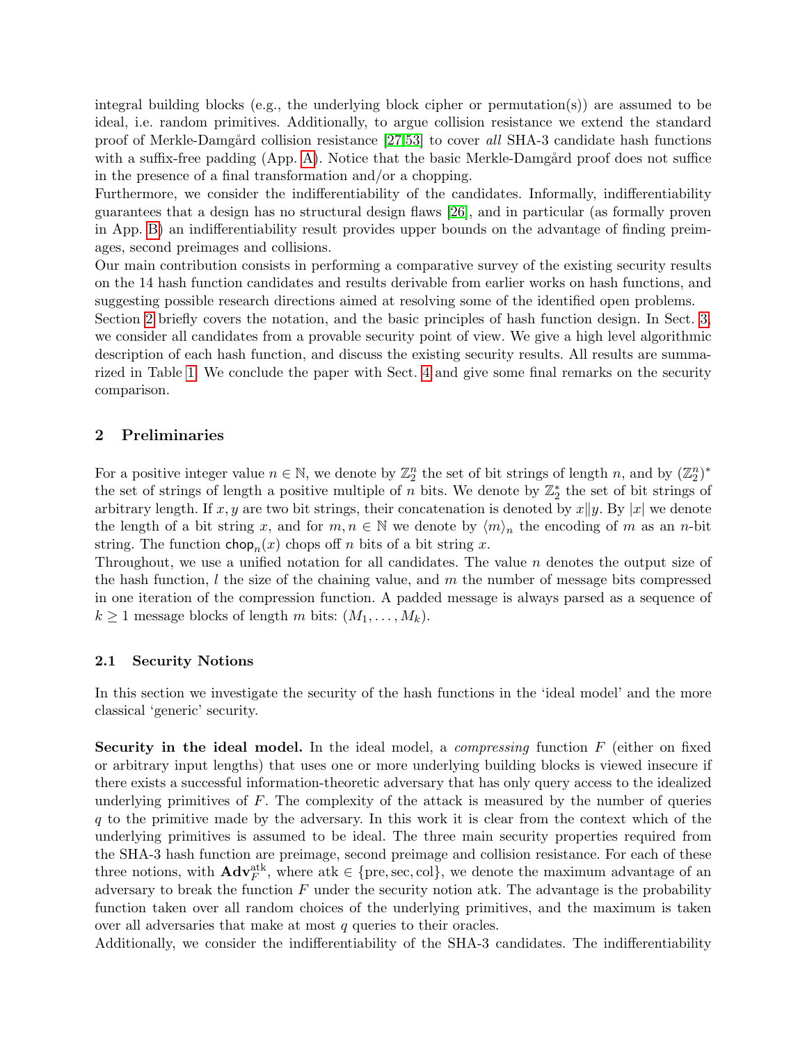integral building blocks (e.g., the underlying block cipher or permutation(s)) are assumed to be ideal, i.e. random primitives. Additionally, to argue collision resistance we extend the standard proof of Merkle-Damgård collision resistance [27,53] to cover *all* SHA-3 candidate hash functions with a suffix-free padding (App. A). Notice that the basic Merkle-Damgård proof does not suffice in the presence of a final transformation and/or a chopping.

Furthermore, we consider the indifferentiability of the candidates. Informally, indifferentiability guarantees that a design has no structural design flaws [26], and in particular (as formally proven in App. B) an indifferentiability result provides upper bounds on the advantage of finding preimages, second preimages and collisions.

Our main contribution consists in performing a comparative survey of the existing security results on the 14 hash function candidates and results derivable from earlier works on hash functions, and suggesting possible research directions aimed at resolving some of the identified open problems.

Section 2 briefly covers the notation, and the basic principles of hash function design. In Sect. 3, we consider all candidates from a provable security point of view. We give a high level algorithmic description of each hash function, and discuss the existing security results. All results are summarized in Table 1. We conclude the paper with Sect. 4 and give some final remarks on the security comparison.

## 2 Preliminaries

For a positive integer value $n \in \mathbb{N}$, we denote by $\mathbb{Z}_2^n$ the set of bit strings of length $n$, and by $(\mathbb{Z}_2^n)^*$ the set of strings of length a positive multiple of $n$ bits. We denote by $\mathbb{Z}_2^*$ the set of bit strings of arbitrary length. If $x, y$ are two bit strings, their concatenation is denoted by $x\|y$. By $|x|$ we denote the length of a bit string $x$, and for $m, n \in \mathbb{N}$ we denote by $\langle m \rangle_n$ the encoding of $m$ as an $n$-bit string. The function $\mathsf{chop}_n(x)$ chops off $n$ bits of a bit string $x$.

Throughout, we use a unified notation for all candidates. The value $n$ denotes the output size of the hash function, $l$ the size of the chaining value, and $m$ the number of message bits compressed in one iteration of the compression function. A padded message is always parsed as a sequence of $k \geq 1$ message blocks of length $m$ bits: $(M_1, \ldots, M_k)$.

### 2.1 Security Notions

In this section we investigate the security of the hash functions in the 'ideal model' and the more classical 'generic' security.

**Security in the ideal model.** In the ideal model, a *compressing* function $F$ (either on fixed or arbitrary input lengths) that uses one or more underlying building blocks is viewed insecure if there exists a successful information-theoretic adversary that has only query access to the idealized underlying primitives of $F$. The complexity of the attack is measured by the number of queries $q$ to the primitive made by the adversary. In this work it is clear from the context which of the underlying primitives is assumed to be ideal. The three main security properties required from the SHA-3 hash function are preimage, second preimage and collision resistance. For each of these three notions, with $\mathbf{Adv}_F^{\text{atk}}$, where atk $\in \{\text{pre}, \text{sec}, \text{col}\}$, we denote the maximum advantage of an adversary to break the function $F$ under the security notion atk. The advantage is the probability function taken over all random choices of the underlying primitives, and the maximum is taken over all adversaries that make at most $q$ queries to their oracles.

Additionally, we consider the indifferentiability of the SHA-3 candidates. The indifferentiability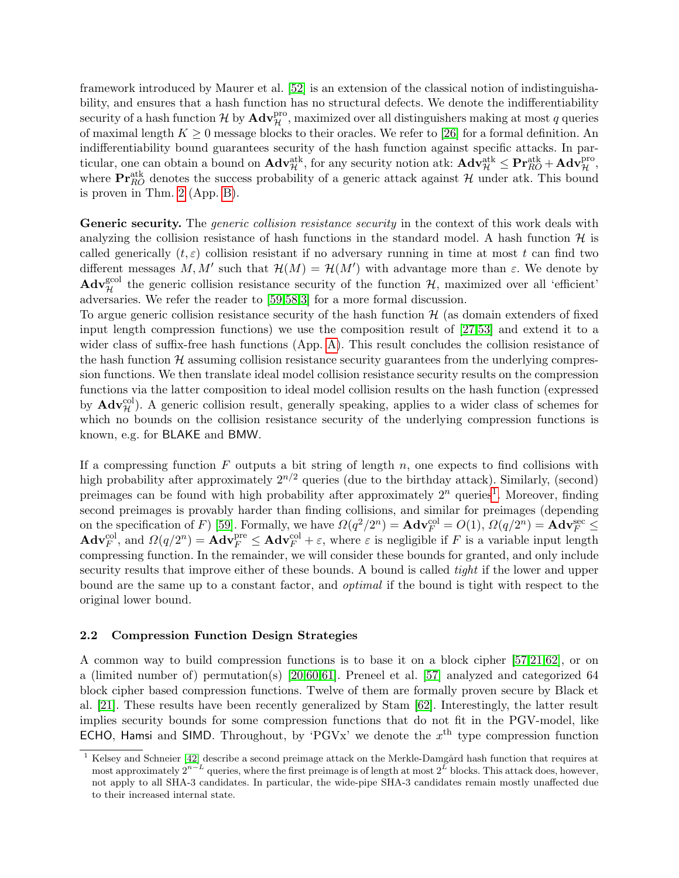framework introduced by Maurer et al. [52] is an extension of the classical notion of indistinguishability, and ensures that a hash function has no structural defects. We denote the indifferentiability security of a hash function $\mathcal{H}$ by $\mathbf{Adv}^{\text{pro}}_{\mathcal{H}}$, maximized over all distinguishers making at most $q$ queries of maximal length $K \geq 0$ message blocks to their oracles. We refer to [26] for a formal definition. An indifferentiability bound guarantees security of the hash function against specific attacks. In particular, one can obtain a bound on $\mathbf{Adv}^{\text{atk}}_{\mathcal{H}}$, for any security notion atk: $\mathbf{Adv}^{\text{atk}}_{\mathcal{H}} \leq \mathbf{Pr}^{\text{atk}}_{RO} + \mathbf{Adv}^{\text{pro}}_{\mathcal{H}}$, where $\mathbf{Pr}^{\text{atk}}_{RO}$ denotes the success probability of a generic attack against $\mathcal{H}$ under atk. This bound is proven in Thm. 2 (App. B).

**Generic security.** The *generic collision resistance security* in the context of this work deals with analyzing the collision resistance of hash functions in the standard model. A hash function $\mathcal{H}$ is called generically $(t, \varepsilon)$ collision resistant if no adversary running in time at most $t$ can find two different messages $M, M'$ such that $\mathcal{H}(M) = \mathcal{H}(M')$ with advantage more than $\varepsilon$. We denote by $\mathbf{Adv}^{\text{gcol}}_{\mathcal{H}}$ the generic collision resistance security of the function $\mathcal{H}$, maximized over all 'efficient' adversaries. We refer the reader to [59,58,3] for a more formal discussion.
To argue generic collision resistance security of the hash function $\mathcal{H}$ (as domain extenders of fixed input length compression functions) we use the composition result of [27,53] and extend it to a wider class of suffix-free hash functions (App. A). This result concludes the collision resistance of the hash function $\mathcal{H}$ assuming collision resistance security guarantees from the underlying compression functions. We then translate ideal model collision resistance security results on the compression functions via the latter composition to ideal model collision results on the hash function (expressed by $\mathbf{Adv}^{\text{col}}_{\mathcal{H}}$). A generic collision result, generally speaking, applies to a wider class of schemes for which no bounds on the collision resistance security of the underlying compression functions is known, e.g. for BLAKE and BMW.

If a compressing function $F$ outputs a bit string of length $n$, one expects to find collisions with high probability after approximately $2^{n/2}$ queries (due to the birthday attack). Similarly, (second) preimages can be found with high probability after approximately $2^n$ queries[1]. Moreover, finding second preimages is provably harder than finding collisions, and similar for preimages (depending on the specification of $F$) [59]. Formally, we have $\Omega(q^2/2^n) = \mathbf{Adv}^{\text{col}}_F = O(1)$, $\Omega(q/2^n) = \mathbf{Adv}^{\text{sec}}_F \leq \mathbf{Adv}^{\text{col}}_F$, and $\Omega(q/2^n) = \mathbf{Adv}^{\text{pre}}_F \leq \mathbf{Adv}^{\text{col}}_F + \varepsilon$, where $\varepsilon$ is negligible if $F$ is a variable input length compressing function. In the remainder, we will consider these bounds for granted, and only include security results that improve either of these bounds. A bound is called *tight* if the lower and upper bound are the same up to a constant factor, and *optimal* if the bound is tight with respect to the original lower bound.

### 2.2 Compression Function Design Strategies

A common way to build compression functions is to base it on a block cipher [57,21,62], or on a (limited number of) permutation(s) [20,60,61]. Preneel et al. [57] analyzed and categorized 64 block cipher based compression functions. Twelve of them are formally proven secure by Black et al. [21]. These results have been recently generalized by Stam [62]. Interestingly, the latter result implies security bounds for some compression functions that do not fit in the PGV-model, like ECHO, Hamsi and SIMD. Throughout, by 'PGVx' we denote the $x^{\text{th}}$ type compression function

[1] Kelsey and Schneier [42] describe a second preimage attack on the Merkle-Damgård hash function that requires at most approximately $2^{n-L}$ queries, where the first preimage is of length at most $2^L$ blocks. This attack does, however, not apply to all SHA-3 candidates. In particular, the wide-pipe SHA-3 candidates remain mostly unaffected due to their increased internal state.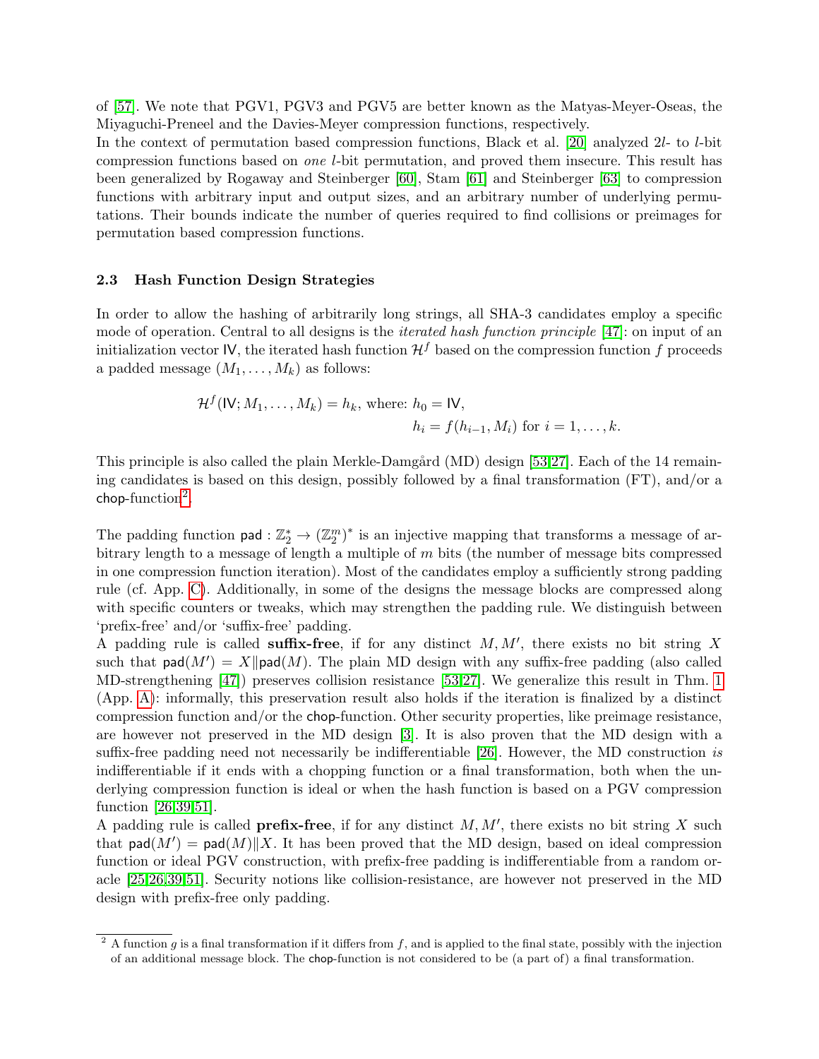of [57]. We note that PGV1, PGV3 and PGV5 are better known as the Matyas-Meyer-Oseas, the Miyaguchi-Preneel and the Davies-Meyer compression functions, respectively.
In the context of permutation based compression functions, Black et al. [20] analyzed $2l$- to $l$-bit compression functions based on *one* $l$-bit permutation, and proved them insecure. This result has been generalized by Rogaway and Steinberger [60], Stam [61] and Steinberger [63] to compression functions with arbitrary input and output sizes, and an arbitrary number of underlying permutations. Their bounds indicate the number of queries required to find collisions or preimages for permutation based compression functions.

### 2.3 Hash Function Design Strategies

In order to allow the hashing of arbitrarily long strings, all SHA-3 candidates employ a specific mode of operation. Central to all designs is the *iterated hash function principle* [47]: on input of an initialization vector $\mathsf{IV}$, the iterated hash function $\mathcal{H}^f$ based on the compression function $f$ proceeds a padded message $(M_1, \ldots, M_k)$ as follows:

$$\mathcal{H}^f(\mathsf{IV}; M_1, \ldots, M_k) = h_k, \text{ where: } h_0 = \mathsf{IV},$$
$$h_i = f(h_{i-1}, M_i) \text{ for } i = 1, \ldots, k.$$

This principle is also called the plain Merkle-Damgård (MD) design [53,27]. Each of the 14 remaining candidates is based on this design, possibly followed by a final transformation (FT), and/or a $\mathsf{chop}$-function[2].

The padding function $\mathsf{pad} : \mathbb{Z}_2^* \to (\mathbb{Z}_2^m)^*$ is an injective mapping that transforms a message of arbitrary length to a message of length a multiple of $m$ bits (the number of message bits compressed in one compression function iteration). Most of the candidates employ a sufficiently strong padding rule (cf. App. C). Additionally, in some of the designs the message blocks are compressed along with specific counters or tweaks, which may strengthen the padding rule. We distinguish between 'prefix-free' and/or 'suffix-free' padding.
A padding rule is called **suffix-free**, if for any distinct $M, M'$, there exists no bit string $X$ such that $\mathsf{pad}(M') = X \| \mathsf{pad}(M)$. The plain MD design with any suffix-free padding (also called MD-strengthening [47]) preserves collision resistance [53,27]. We generalize this result in Thm. 1 (App. A): informally, this preservation result also holds if the iteration is finalized by a distinct compression function and/or the $\mathsf{chop}$-function. Other security properties, like preimage resistance, are however not preserved in the MD design [3]. It is also proven that the MD design with a suffix-free padding need not necessarily be indifferentiable [26]. However, the MD construction *is* indifferentiable if it ends with a chopping function or a final transformation, both when the underlying compression function is ideal or when the hash function is based on a PGV compression function [26,39,51].
A padding rule is called **prefix-free**, if for any distinct $M, M'$, there exists no bit string $X$ such that $\mathsf{pad}(M') = \mathsf{pad}(M) \| X$. It has been proved that the MD design, based on ideal compression function or ideal PGV construction, with prefix-free padding is indifferentiable from a random oracle [25,26,39,51]. Security notions like collision-resistance, are however not preserved in the MD design with prefix-free only padding.

[2] A function $g$ is a final transformation if it differs from $f$, and is applied to the final state, possibly with the injection of an additional message block. The $\mathsf{chop}$-function is not considered to be (a part of) a final transformation.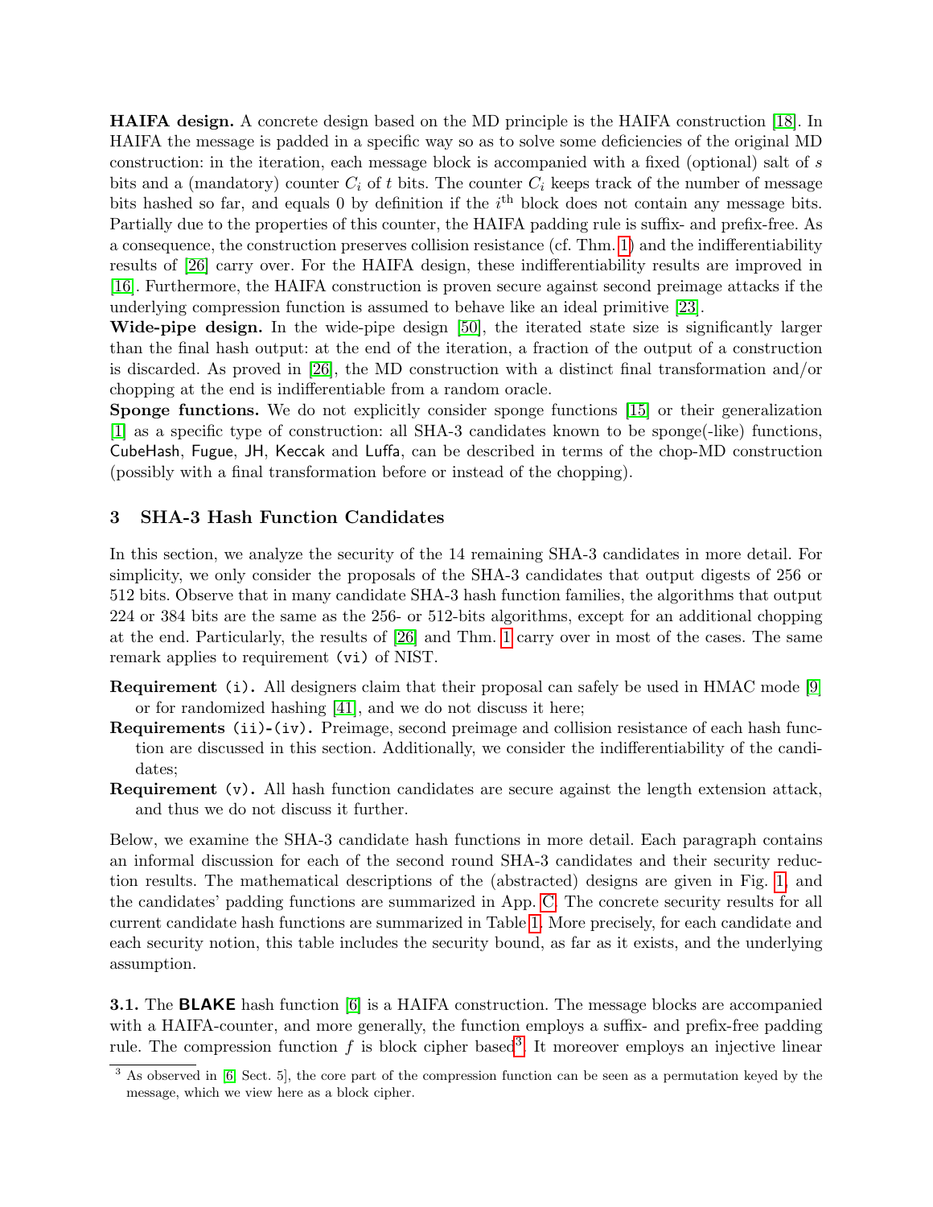**HAIFA design.** A concrete design based on the MD principle is the HAIFA construction [18]. In HAIFA the message is padded in a specific way so as to solve some deficiencies of the original MD construction: in the iteration, each message block is accompanied with a fixed (optional) salt of $s$ bits and a (mandatory) counter $C_i$ of $t$ bits. The counter $C_i$ keeps track of the number of message bits hashed so far, and equals 0 by definition if the $i^{\text{th}}$ block does not contain any message bits. Partially due to the properties of this counter, the HAIFA padding rule is suffix- and prefix-free. As a consequence, the construction preserves collision resistance (cf. Thm. 1) and the indifferentiability results of [26] carry over. For the HAIFA design, these indifferentiability results are improved in [16]. Furthermore, the HAIFA construction is proven secure against second preimage attacks if the underlying compression function is assumed to behave like an ideal primitive [23].

**Wide-pipe design.** In the wide-pipe design [50], the iterated state size is significantly larger than the final hash output: at the end of the iteration, a fraction of the output of a construction is discarded. As proved in [26], the MD construction with a distinct final transformation and/or chopping at the end is indifferentiable from a random oracle.

**Sponge functions.** We do not explicitly consider sponge functions [15] or their generalization [1] as a specific type of construction: all SHA-3 candidates known to be sponge(-like) functions, CubeHash, Fugue, JH, Keccak and Luffa, can be described in terms of the chop-MD construction (possibly with a final transformation before or instead of the chopping).

## 3 SHA-3 Hash Function Candidates

In this section, we analyze the security of the 14 remaining SHA-3 candidates in more detail. For simplicity, we only consider the proposals of the SHA-3 candidates that output digests of 256 or 512 bits. Observe that in many candidate SHA-3 hash function families, the algorithms that output 224 or 384 bits are the same as the 256- or 512-bits algorithms, except for an additional chopping at the end. Particularly, the results of [26] and Thm. 1 carry over in most of the cases. The same remark applies to requirement (vi) of NIST.

- **Requirement (i).** All designers claim that their proposal can safely be used in HMAC mode [9] or for randomized hashing [41], and we do not discuss it here;
- **Requirements (ii)-(iv).** Preimage, second preimage and collision resistance of each hash function are discussed in this section. Additionally, we consider the indifferentiability of the candidates;
- **Requirement (v).** All hash function candidates are secure against the length extension attack, and thus we do not discuss it further.

Below, we examine the SHA-3 candidate hash functions in more detail. Each paragraph contains an informal discussion for each of the second round SHA-3 candidates and their security reduction results. The mathematical descriptions of the (abstracted) designs are given in Fig. 1, and the candidates' padding functions are summarized in App. C. The concrete security results for all current candidate hash functions are summarized in Table 1. More precisely, for each candidate and each security notion, this table includes the security bound, as far as it exists, and the underlying assumption.

**3.1.** The **BLAKE** hash function [6] is a HAIFA construction. The message blocks are accompanied with a HAIFA-counter, and more generally, the function employs a suffix- and prefix-free padding rule. The compression function $f$ is block cipher based[3]. It moreover employs an injective linear

[3] As observed in [6, Sect. 5], the core part of the compression function can be seen as a permutation keyed by the message, which we view here as a block cipher.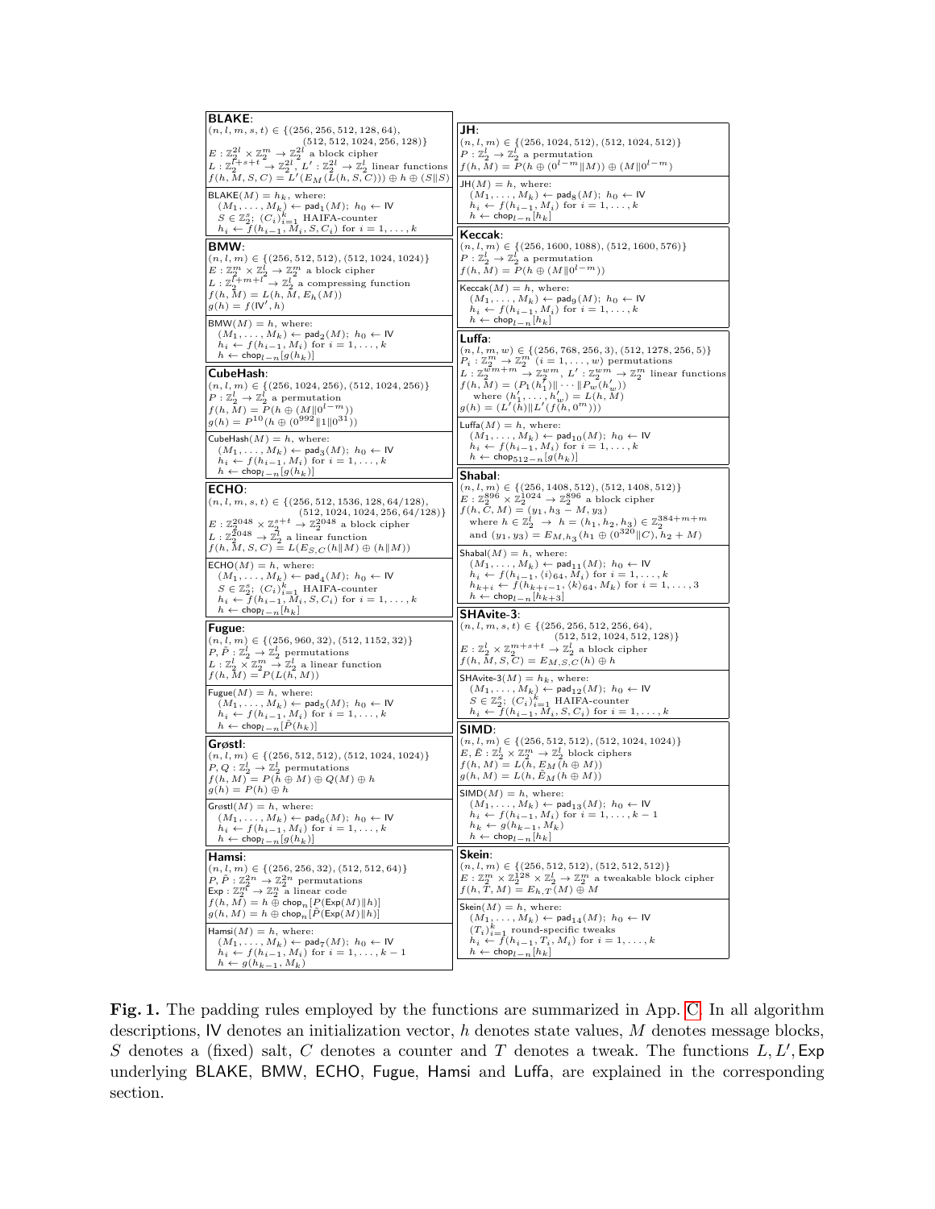**BLAKE**:
$(n, l, m, s, t) \in \{(256, 256, 512, 128, 64),$
$(512, 512, 1024, 256, 128)\}$
$E : \mathbb{Z}_2^{2l} \times \mathbb{Z}_2^m \to \mathbb{Z}_2^{2l}$ a block cipher
$L : \mathbb{Z}_2^{l+s+t} \to \mathbb{Z}_2^{2l}$, $L' : \mathbb{Z}_2^{2l} \to \mathbb{Z}_2^l$ linear functions
$f(h, M, S, C) = L'(E_M(L(h, S, C))) \oplus h \oplus (S\|S)$

$\mathsf{BLAKE}(M) = h_k$, where:
$(M_1, \ldots, M_k) \leftarrow \mathsf{pad}_1(M);\ h_0 \leftarrow \mathsf{IV}$
$S \in \mathbb{Z}_2^s$; $(C_i)_{i=1}^k$ HAIFA-counter
$h_i \leftarrow f(h_{i-1}, M_i, S, C_i)$ for $i = 1, \ldots, k$

**BMW**:
$(n, l, m) \in \{(256, 512, 512), (512, 1024, 1024)\}$
$E : \mathbb{Z}_2^m \times \mathbb{Z}_2^l \to \mathbb{Z}_2^m$ a block cipher
$L : \mathbb{Z}_2^{l+m+l} \to \mathbb{Z}_2^l$ a compressing function
$f(h, M) = L(h, M, E_h(M))$
$g(h) = f(\mathsf{IV}', h)$

$\mathsf{BMW}(M) = h$, where:
$(M_1, \ldots, M_k) \leftarrow \mathsf{pad}_2(M);\ h_0 \leftarrow \mathsf{IV}$
$h_i \leftarrow f(h_{i-1}, M_i)$ for $i = 1, \ldots, k$
$h \leftarrow \mathsf{chop}_{l-n}[g(h_k)]$

**CubeHash**:
$(n, l, m) \in \{(256, 1024, 256), (512, 1024, 256)\}$
$P : \mathbb{Z}_2^l \to \mathbb{Z}_2^l$ a permutation
$f(h, M) = P(h \oplus (M\|0^{l-m}))$
$g(h) = P^{10}(h \oplus (0^{992}\|1\|0^{31}))$

$\mathsf{CubeHash}(M) = h$, where:
$(M_1, \ldots, M_k) \leftarrow \mathsf{pad}_3(M);\ h_0 \leftarrow \mathsf{IV}$
$h_i \leftarrow f(h_{i-1}, M_i)$ for $i = 1, \ldots, k$
$h \leftarrow \mathsf{chop}_{l-n}[g(h_k)]$

**ECHO**:
$(n, l, m, s, t) \in \{(256, 512, 1536, 128, 64/128),$
$(512, 1024, 1024, 256, 64/128)\}$
$E : \mathbb{Z}_2^{2048} \times \mathbb{Z}_2^{s+t} \to \mathbb{Z}_2^{2048}$ a block cipher
$L : \mathbb{Z}_2^{2048} \to \mathbb{Z}_2^l$ a linear function
$f(h, M, S, C) = L(E_{S,C}(h\|M) \oplus (h\|M))$

$\mathsf{ECHO}(M) = h$, where:
$(M_1, \ldots, M_k) \leftarrow \mathsf{pad}_4(M);\ h_0 \leftarrow \mathsf{IV}$
$S \in \mathbb{Z}_2^s$; $(C_i)_{i=1}^k$ HAIFA-counter
$h_i \leftarrow f(h_{i-1}, M_i, S, C_i)$ for $i = 1, \ldots, k$
$h \leftarrow \mathsf{chop}_{l-n}[h_k]$

**Fugue**:
$(n, l, m) \in \{(256, 960, 32), (512, 1152, 32)\}$
$P, \tilde{P} : \mathbb{Z}_2^l \to \mathbb{Z}_2^l$ permutations
$L : \mathbb{Z}_2^l \times \mathbb{Z}_2^m \to \mathbb{Z}_2^l$ a linear function
$f(h, M) = P(L(h, M))$

$\mathsf{Fugue}(M) = h$, where:
$(M_1, \ldots, M_k) \leftarrow \mathsf{pad}_5(M);\ h_0 \leftarrow \mathsf{IV}$
$h_i \leftarrow f(h_{i-1}, M_i)$ for $i = 1, \ldots, k$
$h \leftarrow \mathsf{chop}_{l-n}[\tilde{P}(h_k)]$

**Grøstl**:
$(n, l, m) \in \{(256, 512, 512), (512, 1024, 1024)\}$
$P, Q : \mathbb{Z}_2^l \to \mathbb{Z}_2^l$ permutations
$f(h, M) = P(h \oplus M) \oplus Q(M) \oplus h$
$g(h) = P(h) \oplus h$

$\mathsf{Grøstl}(M) = h$, where:
$(M_1, \ldots, M_k) \leftarrow \mathsf{pad}_6(M);\ h_0 \leftarrow \mathsf{IV}$
$h_i \leftarrow f(h_{i-1}, M_i)$ for $i = 1, \ldots, k$
$h \leftarrow \mathsf{chop}_{l-n}[g(h_k)]$

**Hamsi**:
$(n, l, m) \in \{(256, 256, 32), (512, 512, 64)\}$
$P, \tilde{P} : \mathbb{Z}_2^{2n} \to \mathbb{Z}_2^{2n}$ permutations
$\mathsf{Exp} : \mathbb{Z}_2^m \to \mathbb{Z}_2^n$ a linear code
$f(h, M) = h \oplus \mathsf{chop}_n[P(\mathsf{Exp}(M)\|h)]$
$g(h, M) = h \oplus \mathsf{chop}_n[\tilde{P}(\mathsf{Exp}(M)\|h)]$

$\mathsf{Hamsi}(M) = h$, where:
$(M_1, \ldots, M_k) \leftarrow \mathsf{pad}_7(M);\ h_0 \leftarrow \mathsf{IV}$
$h_i \leftarrow f(h_{i-1}, M_i)$ for $i = 1, \ldots, k-1$
$h \leftarrow g(h_{k-1}, M_k)$

**JH**:
$(n, l, m) \in \{(256, 1024, 512), (512, 1024, 512)\}$
$P : \mathbb{Z}_2^l \to \mathbb{Z}_2^l$ a permutation
$f(h, M) = P(h \oplus (0^{l-m}\|M)) \oplus (M\|0^{l-m})$

$\mathsf{JH}(M) = h$, where:
$(M_1, \ldots, M_k) \leftarrow \mathsf{pad}_8(M);\ h_0 \leftarrow \mathsf{IV}$
$h_i \leftarrow f(h_{i-1}, M_i)$ for $i = 1, \ldots, k$
$h \leftarrow \mathsf{chop}_{l-n}[h_k]$

**Keccak**:
$(n, l, m) \in \{(256, 1600, 1088), (512, 1600, 576)\}$
$P : \mathbb{Z}_2^l \to \mathbb{Z}_2^l$ a permutation
$f(h, M) = P(h \oplus (M\|0^{l-m}))$

$\mathsf{Keccak}(M) = h$, where:
$(M_1, \ldots, M_k) \leftarrow \mathsf{pad}_9(M);\ h_0 \leftarrow \mathsf{IV}$
$h_i \leftarrow f(h_{i-1}, M_i)$ for $i = 1, \ldots, k$
$h \leftarrow \mathsf{chop}_{l-n}[h_k]$

**Luffa**:
$(n, l, m, w) \in \{(256, 768, 256, 3), (512, 1278, 256, 5)\}$
$P_i : \mathbb{Z}_2^m \to \mathbb{Z}_2^m$ $(i = 1, \ldots, w)$ permutations
$L : \mathbb{Z}_2^{wm+m} \to \mathbb{Z}_2^{wm}$, $L' : \mathbb{Z}_2^{wm} \to \mathbb{Z}_2^m$ linear functions
$f(h, M) = (P_1(h'_1)\| \cdots \|P_w(h'_w))$
where $(h'_1, \ldots, h'_w) = L(h, M)$
$g(h) = (L'(h)\|L'(f(h, 0^m)))$

$\mathsf{Luffa}(M) = h$, where:
$(M_1, \ldots, M_k) \leftarrow \mathsf{pad}_{10}(M);\ h_0 \leftarrow \mathsf{IV}$
$h_i \leftarrow f(h_{i-1}, M_i)$ for $i = 1, \ldots, k$
$h \leftarrow \mathsf{chop}_{512-n}[g(h_k)]$

**Shabal**:
$(n, l, m) \in \{(256, 1408, 512), (512, 1408, 512)\}$
$E : \mathbb{Z}_2^{896} \times \mathbb{Z}_2^{1024} \to \mathbb{Z}_2^{896}$ a block cipher
$f(h, C, M) = (y_1, h_3 - M, y_3)$
where $h \in \mathbb{Z}_2^l \ \to\ h = (h_1, h_2, h_3) \in \mathbb{Z}_2^{384+m+m}$
and $(y_1, y_3) = E_{M,h_3}(h_1 \oplus (0^{320}\|C), h_2 + M)$

$\mathsf{Shabal}(M) = h$, where:
$(M_1, \ldots, M_k) \leftarrow \mathsf{pad}_{11}(M);\ h_0 \leftarrow \mathsf{IV}$
$h_i \leftarrow f(h_{i-1}, \langle i\rangle_{64}, M_i)$ for $i = 1, \ldots, k$
$h_{k+i} \leftarrow f(h_{k+i-1}, \langle k\rangle_{64}, M_k)$ for $i = 1, \ldots, 3$
$h \leftarrow \mathsf{chop}_{l-n}[h_{k+3}]$

**SHAvite-3**:
$(n, l, m, s, t) \in \{(256, 256, 512, 256, 64),$
$(512, 512, 1024, 512, 128)\}$
$E : \mathbb{Z}_2^l \times \mathbb{Z}_2^{m+s+t} \to \mathbb{Z}_2^l$ a block cipher
$f(h, M, S, C) = E_{M,S,C}(h) \oplus h$

$\mathsf{SHAvite\text{-}3}(M) = h_k$, where:
$(M_1, \ldots, M_k) \leftarrow \mathsf{pad}_{12}(M);\ h_0 \leftarrow \mathsf{IV}$
$S \in \mathbb{Z}_2^s$; $(C_i)_{i=1}^k$ HAIFA-counter
$h_i \leftarrow f(h_{i-1}, M_i, S, C_i)$ for $i = 1, \ldots, k$

**SIMD**:
$(n, l, m) \in \{(256, 512, 512), (512, 1024, 1024)\}$
$E, \tilde{E} : \mathbb{Z}_2^l \times \mathbb{Z}_2^m \to \mathbb{Z}_2^l$ block ciphers
$f(h, M) = L(h, E_M(h \oplus M))$
$g(h, M) = L(h, \tilde{E}_M(h \oplus M))$

$\mathsf{SIMD}(M) = h$, where:
$(M_1, \ldots, M_k) \leftarrow \mathsf{pad}_{13}(M);\ h_0 \leftarrow \mathsf{IV}$
$h_i \leftarrow f(h_{i-1}, M_i)$ for $i = 1, \ldots, k-1$
$h_k \leftarrow g(h_{k-1}, M_k)$
$h \leftarrow \mathsf{chop}_{l-n}[h_k]$

**Skein**:
$(n, l, m) \in \{(256, 512, 512), (512, 512, 512)\}$
$E : \mathbb{Z}_2^m \times \mathbb{Z}_2^{128} \times \mathbb{Z}_2^l \to \mathbb{Z}_2^m$ a tweakable block cipher
$f(h, T, M) = E_{h,T}(M) \oplus M$

$\mathsf{Skein}(M) = h$, where:
$(M_1, \ldots, M_k) \leftarrow \mathsf{pad}_{14}(M);\ h_0 \leftarrow \mathsf{IV}$
$(T_i)_{i=1}^k$ round-specific tweaks
$h_i \leftarrow f(h_{i-1}, T_i, M_i)$ for $i = 1, \ldots, k$
$h \leftarrow \mathsf{chop}_{l-n}[h_k]$

**Fig. 1.** The padding rules employed by the functions are summarized in App. C. In all algorithm descriptions, $\mathsf{IV}$ denotes an initialization vector, $h$ denotes state values, $M$ denotes message blocks, $S$ denotes a (fixed) salt, $C$ denotes a counter and $T$ denotes a tweak. The functions $L, L', \mathsf{Exp}$ underlying BLAKE, BMW, ECHO, Fugue, Hamsi and Luffa, are explained in the corresponding section.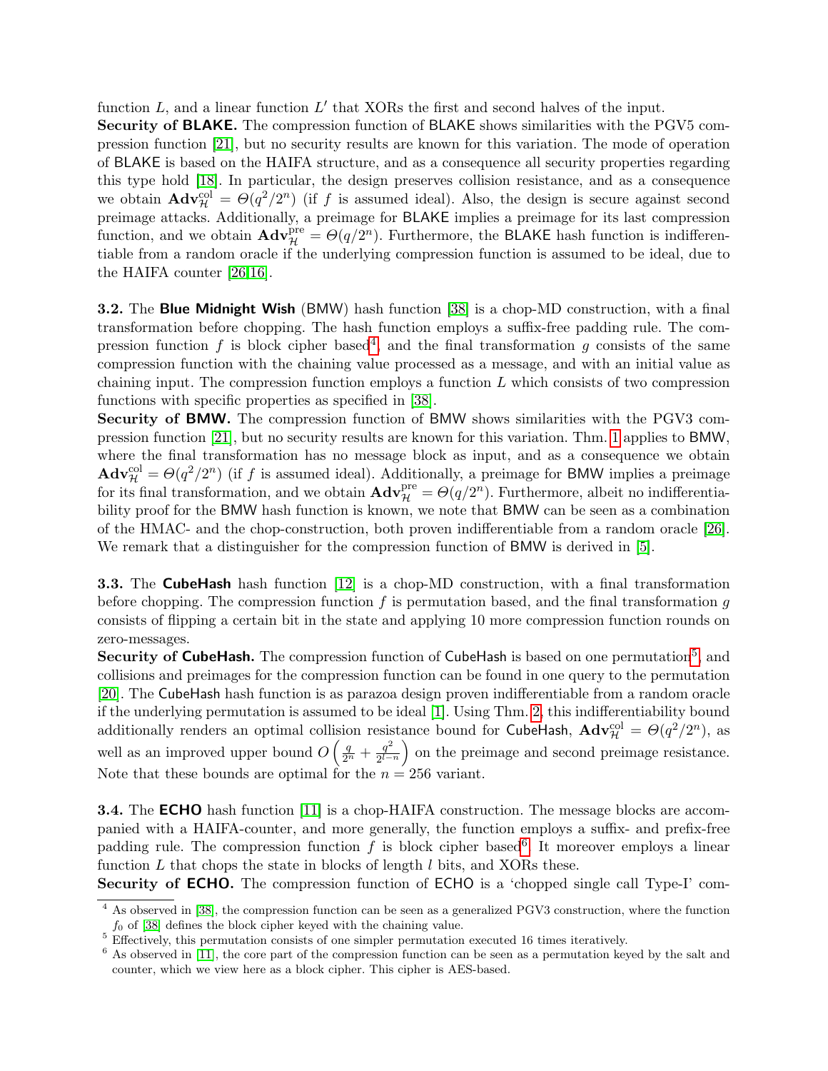function $L$, and a linear function $L'$ that XORs the first and second halves of the input.

**Security of BLAKE.** The compression function of BLAKE shows similarities with the PGV5 compression function [21], but no security results are known for this variation. The mode of operation of BLAKE is based on the HAIFA structure, and as a consequence all security properties regarding this type hold [18]. In particular, the design preserves collision resistance, and as a consequence we obtain $\mathbf{Adv}_{\mathcal{H}}^{\mathrm{col}} = \Theta(q^2/2^n)$ (if $f$ is assumed ideal). Also, the design is secure against second preimage attacks. Additionally, a preimage for BLAKE implies a preimage for its last compression function, and we obtain $\mathbf{Adv}_{\mathcal{H}}^{\mathrm{pre}} = \Theta(q/2^n)$. Furthermore, the BLAKE hash function is indifferentiable from a random oracle if the underlying compression function is assumed to be ideal, due to the HAIFA counter [26,16].

**3.2.** The **Blue Midnight Wish** (BMW) hash function [38] is a chop-MD construction, with a final transformation before chopping. The hash function employs a suffix-free padding rule. The compression function $f$ is block cipher based[4] and the final transformation $g$ consists of the same compression function with the chaining value processed as a message, and with an initial value as chaining input. The compression function employs a function $L$ which consists of two compression functions with specific properties as specified in [38].

**Security of BMW.** The compression function of BMW shows similarities with the PGV3 compression function [21], but no security results are known for this variation. Thm. 1 applies to BMW, where the final transformation has no message block as input, and as a consequence we obtain $\mathbf{Adv}_{\mathcal{H}}^{\mathrm{col}} = \Theta(q^2/2^n)$ (if $f$ is assumed ideal). Additionally, a preimage for BMW implies a preimage for its final transformation, and we obtain $\mathbf{Adv}_{\mathcal{H}}^{\mathrm{pre}} = \Theta(q/2^n)$. Furthermore, albeit no indifferentiability proof for the BMW hash function is known, we note that BMW can be seen as a combination of the HMAC- and the chop-construction, both proven indifferentiable from a random oracle [26]. We remark that a distinguisher for the compression function of BMW is derived in [5].

**3.3.** The **CubeHash** hash function [12] is a chop-MD construction, with a final transformation before chopping. The compression function $f$ is permutation based, and the final transformation $g$ consists of flipping a certain bit in the state and applying 10 more compression function rounds on zero-messages.

**Security of CubeHash.** The compression function of CubeHash is based on one permutation[5], and collisions and preimages for the compression function can be found in one query to the permutation [20]. The CubeHash hash function is as parazoa design proven indifferentiable from a random oracle if the underlying permutation is assumed to be ideal [1]. Using Thm. 2, this indifferentiability bound additionally renders an optimal collision resistance bound for CubeHash, $\mathbf{Adv}_{\mathcal{H}}^{\mathrm{col}} = \Theta(q^2/2^n)$, as well as an improved upper bound $O\left(\frac{q}{2^n} + \frac{q^2}{2^{l-n}}\right)$ on the preimage and second preimage resistance. Note that these bounds are optimal for the $n = 256$ variant.

**3.4.** The **ECHO** hash function [11] is a chop-HAIFA construction. The message blocks are accompanied with a HAIFA-counter, and more generally, the function employs a suffix- and prefix-free padding rule. The compression function $f$ is block cipher based[6]. It moreover employs a linear function $L$ that chops the state in blocks of length $l$ bits, and XORs these.

**Security of ECHO.** The compression function of ECHO is a 'chopped single call Type-I' com-

---

[4] As observed in [38], the compression function can be seen as a generalized PGV3 construction, where the function $f_0$ of [38] defines the block cipher keyed with the chaining value.

[5] Effectively, this permutation consists of one simpler permutation executed 16 times iteratively.

[6] As observed in [11], the core part of the compression function can be seen as a permutation keyed by the salt and counter, which we view here as a block cipher. This cipher is AES-based.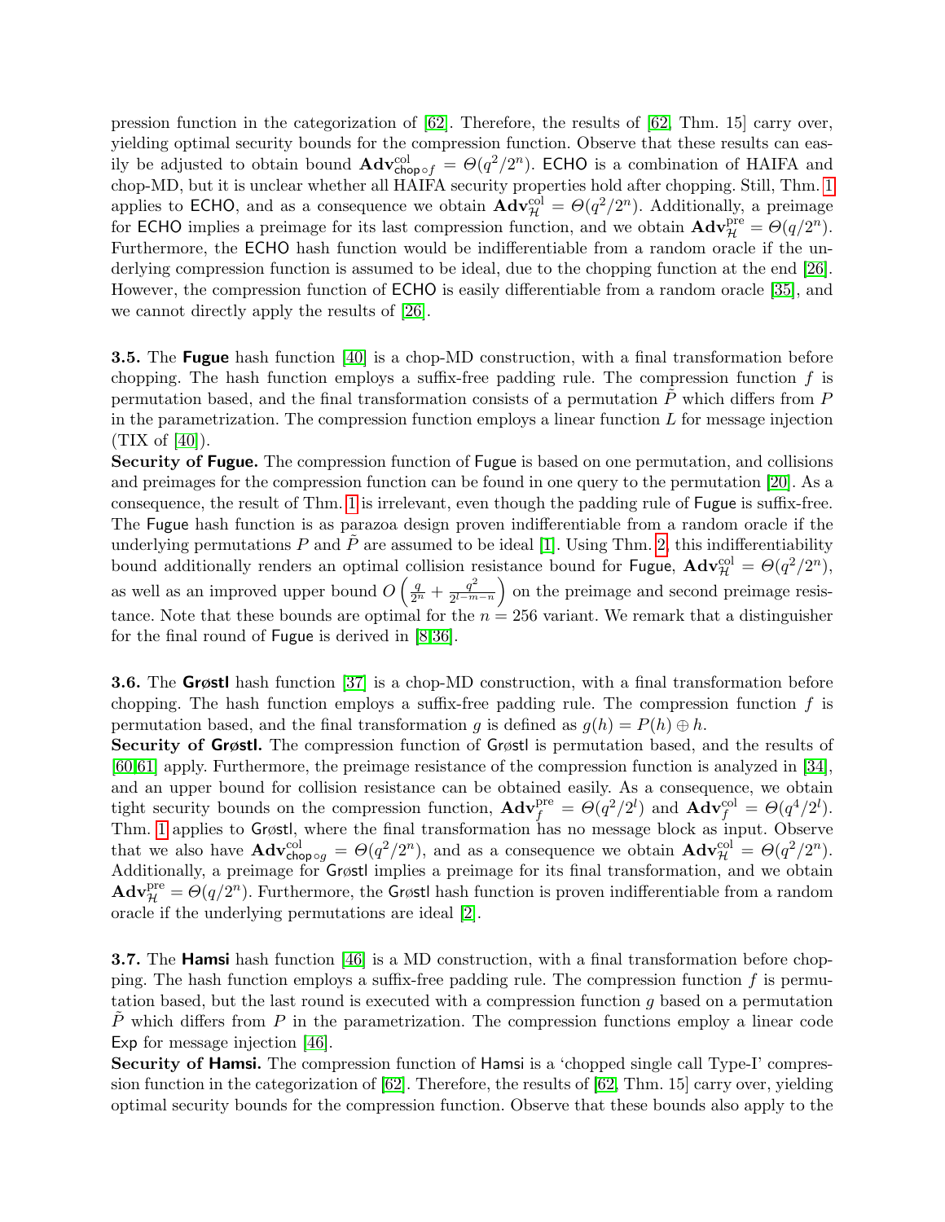pression function in the categorization of [62]. Therefore, the results of [62, Thm. 15] carry over, yielding optimal security bounds for the compression function. Observe that these results can easily be adjusted to obtain bound $\mathbf{Adv}^{\mathrm{col}}_{\mathsf{chop}\circ f} = \Theta(q^2/2^n)$. ECHO is a combination of HAIFA and chop-MD, but it is unclear whether all HAIFA security properties hold after chopping. Still, Thm. 1 applies to ECHO, and as a consequence we obtain $\mathbf{Adv}^{\mathrm{col}}_{\mathcal{H}} = \Theta(q^2/2^n)$. Additionally, a preimage for ECHO implies a preimage for its last compression function, and we obtain $\mathbf{Adv}^{\mathrm{pre}}_{\mathcal{H}} = \Theta(q/2^n)$. Furthermore, the ECHO hash function would be indifferentiable from a random oracle if the underlying compression function is assumed to be ideal, due to the chopping function at the end [26]. However, the compression function of ECHO is easily differentiable from a random oracle [35], and we cannot directly apply the results of [26].

**3.5.** The **Fugue** hash function [40] is a chop-MD construction, with a final transformation before chopping. The hash function employs a suffix-free padding rule. The compression function $f$ is permutation based, and the final transformation consists of a permutation $\tilde{P}$ which differs from $P$ in the parametrization. The compression function employs a linear function $L$ for message injection (TIX of [40]).

**Security of Fugue.** The compression function of Fugue is based on one permutation, and collisions and preimages for the compression function can be found in one query to the permutation [20]. As a consequence, the result of Thm. 1 is irrelevant, even though the padding rule of Fugue is suffix-free. The Fugue hash function is as parazoa design proven indifferentiable from a random oracle if the underlying permutations $P$ and $\tilde{P}$ are assumed to be ideal [1]. Using Thm. 2, this indifferentiability bound additionally renders an optimal collision resistance bound for Fugue, $\mathbf{Adv}^{\mathrm{col}}_{\mathcal{H}} = \Theta(q^2/2^n)$, as well as an improved upper bound $O\left(\frac{q}{2^n} + \frac{q^2}{2^{l-m-n}}\right)$ on the preimage and second preimage resistance. Note that these bounds are optimal for the $n = 256$ variant. We remark that a distinguisher for the final round of Fugue is derived in [8,36].

**3.6.** The **Grøstl** hash function [37] is a chop-MD construction, with a final transformation before chopping. The hash function employs a suffix-free padding rule. The compression function $f$ is permutation based, and the final transformation $g$ is defined as $g(h) = P(h) \oplus h$.

**Security of Grøstl.** The compression function of Grøstl is permutation based, and the results of [60,61] apply. Furthermore, the preimage resistance of the compression function is analyzed in [34], and an upper bound for collision resistance can be obtained easily. As a consequence, we obtain tight security bounds on the compression function, $\mathbf{Adv}^{\mathrm{pre}}_{f} = \Theta(q^2/2^l)$ and $\mathbf{Adv}^{\mathrm{col}}_{f} = \Theta(q^4/2^l)$. Thm. 1 applies to Grøstl, where the final transformation has no message block as input. Observe that we also have $\mathbf{Adv}^{\mathrm{col}}_{\mathsf{chop}\circ g} = \Theta(q^2/2^n)$, and as a consequence we obtain $\mathbf{Adv}^{\mathrm{col}}_{\mathcal{H}} = \Theta(q^2/2^n)$. Additionally, a preimage for Grøstl implies a preimage for its final transformation, and we obtain $\mathbf{Adv}^{\mathrm{pre}}_{\mathcal{H}} = \Theta(q/2^n)$. Furthermore, the Grøstl hash function is proven indifferentiable from a random oracle if the underlying permutations are ideal [2].

**3.7.** The **Hamsi** hash function [46] is a MD construction, with a final transformation before chopping. The hash function employs a suffix-free padding rule. The compression function $f$ is permutation based, but the last round is executed with a compression function $g$ based on a permutation $\tilde{P}$ which differs from $P$ in the parametrization. The compression functions employ a linear code Exp for message injection [46].

**Security of Hamsi.** The compression function of Hamsi is a 'chopped single call Type-I' compression function in the categorization of [62]. Therefore, the results of [62, Thm. 15] carry over, yielding optimal security bounds for the compression function. Observe that these bounds also apply to the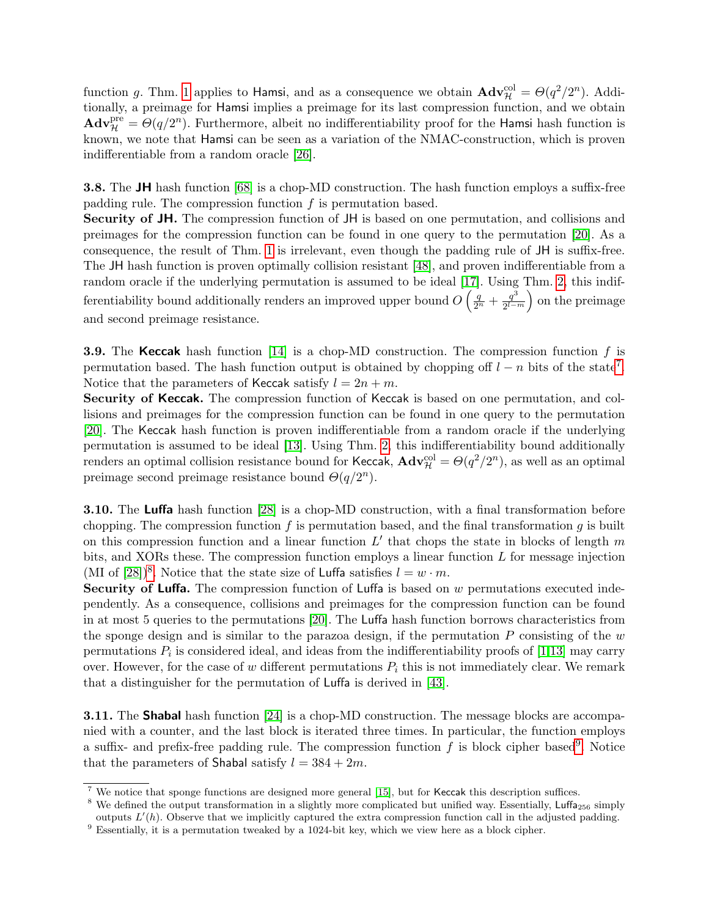function $g$. Thm. 1 applies to Hamsi, and as a consequence we obtain $\mathbf{Adv}^{\mathrm{col}}_{\mathcal{H}} = \Theta(q^2/2^n)$. Additionally, a preimage for Hamsi implies a preimage for its last compression function, and we obtain $\mathbf{Adv}^{\mathrm{pre}}_{\mathcal{H}} = \Theta(q/2^n)$. Furthermore, albeit no indifferentiability proof for the Hamsi hash function is known, we note that Hamsi can be seen as a variation of the NMAC-construction, which is proven indifferentiable from a random oracle [26].

**3.8.** The **JH** hash function [68] is a chop-MD construction. The hash function employs a suffix-free padding rule. The compression function $f$ is permutation based.

**Security of JH.** The compression function of JH is based on one permutation, and collisions and preimages for the compression function can be found in one query to the permutation [20]. As a consequence, the result of Thm. 1 is irrelevant, even though the padding rule of JH is suffix-free. The JH hash function is proven optimally collision resistant [48], and proven indifferentiable from a random oracle if the underlying permutation is assumed to be ideal [17]. Using Thm. 2, this indifferentiability bound additionally renders an improved upper bound $O\left(\frac{q}{2^n} + \frac{q^3}{2^{l-m}}\right)$ on the preimage and second preimage resistance.

**3.9.** The **Keccak** hash function [14] is a chop-MD construction. The compression function $f$ is permutation based. The hash function output is obtained by chopping off $l - n$ bits of the state[7]. Notice that the parameters of Keccak satisfy $l = 2n + m$.

**Security of Keccak.** The compression function of Keccak is based on one permutation, and collisions and preimages for the compression function can be found in one query to the permutation [20]. The Keccak hash function is proven indifferentiable from a random oracle if the underlying permutation is assumed to be ideal [13]. Using Thm. 2, this indifferentiability bound additionally renders an optimal collision resistance bound for Keccak, $\mathbf{Adv}^{\mathrm{col}}_{\mathcal{H}} = \Theta(q^2/2^n)$, as well as an optimal preimage second preimage resistance bound $\Theta(q/2^n)$.

**3.10.** The **Luffa** hash function [28] is a chop-MD construction, with a final transformation before chopping. The compression function $f$ is permutation based, and the final transformation $g$ is built on this compression function and a linear function $L'$ that chops the state in blocks of length $m$ bits, and XORs these. The compression function employs a linear function $L$ for message injection (MI of [28])[8]. Notice that the state size of Luffa satisfies $l = w \cdot m$.

**Security of Luffa.** The compression function of Luffa is based on $w$ permutations executed independently. As a consequence, collisions and preimages for the compression function can be found in at most 5 queries to the permutations [20]. The Luffa hash function borrows characteristics from the sponge design and is similar to the parazoa design, if the permutation $P$ consisting of the $w$ permutations $P_i$ is considered ideal, and ideas from the indifferentiability proofs of [1,13] may carry over. However, for the case of $w$ different permutations $P_i$ this is not immediately clear. We remark that a distinguisher for the permutation of Luffa is derived in [43].

**3.11.** The **Shabal** hash function [24] is a chop-MD construction. The message blocks are accompanied with a counter, and the last block is iterated three times. In particular, the function employs a suffix- and prefix-free padding rule. The compression function $f$ is block cipher based[9]. Notice that the parameters of Shabal satisfy $l = 384 + 2m$.

---

[7] We notice that sponge functions are designed more general [15], but for Keccak this description suffices.

[8] We defined the output transformation in a slightly more complicated but unified way. Essentially, $\mathsf{Luffa}_{256}$ simply outputs $L'(h)$. Observe that we implicitly captured the extra compression function call in the adjusted padding.

[9] Essentially, it is a permutation tweaked by a 1024-bit key, which we view here as a block cipher.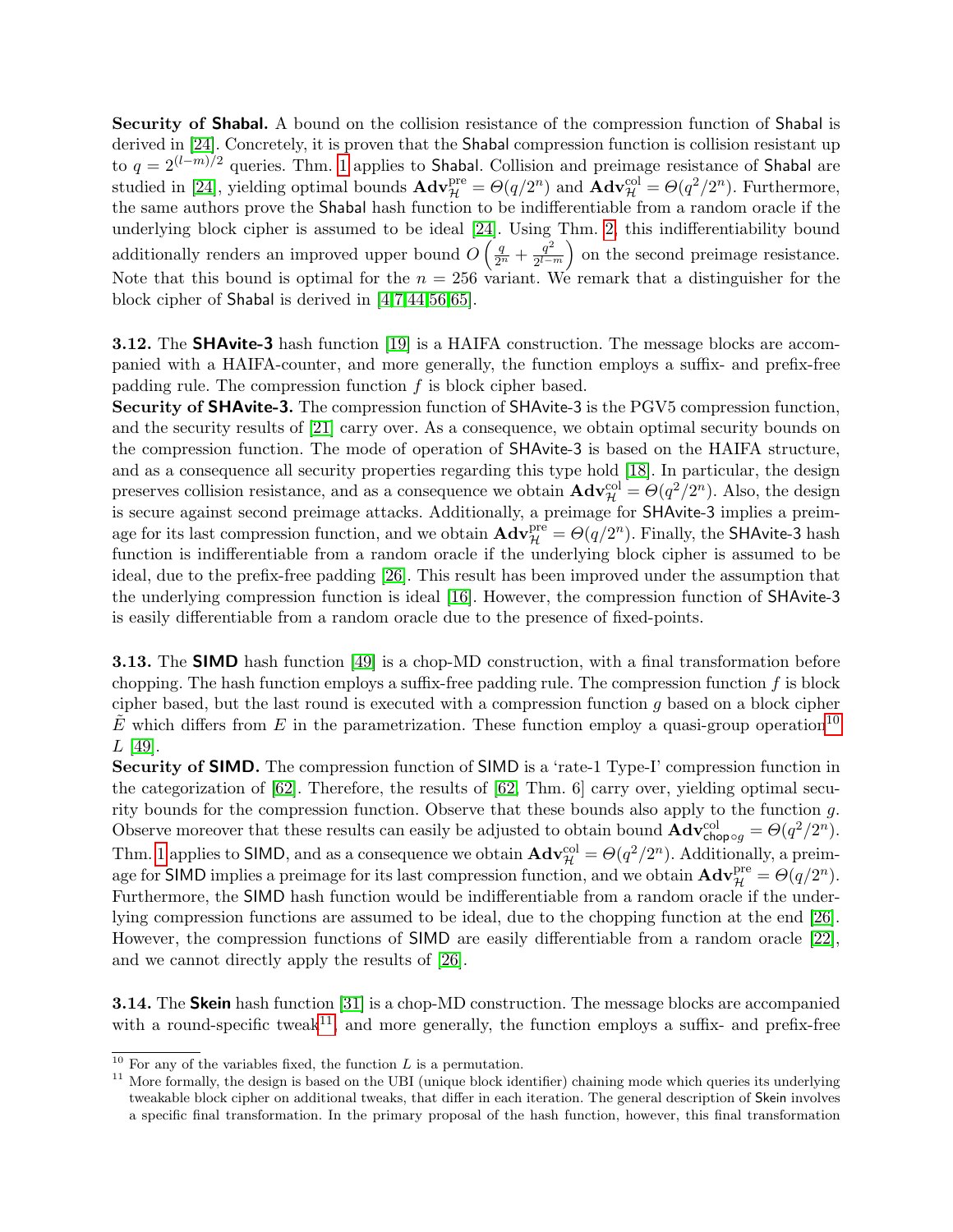**Security of Shabal.** A bound on the collision resistance of the compression function of Shabal is derived in [24]. Concretely, it is proven that the Shabal compression function is collision resistant up to $q = 2^{(l-m)/2}$ queries. Thm. 1 applies to Shabal. Collision and preimage resistance of Shabal are studied in [24], yielding optimal bounds $\mathbf{Adv}_{\mathcal{H}}^{\text{pre}} = \Theta(q/2^n)$ and $\mathbf{Adv}_{\mathcal{H}}^{\text{col}} = \Theta(q^2/2^n)$. Furthermore, the same authors prove the Shabal hash function to be indifferentiable from a random oracle if the underlying block cipher is assumed to be ideal [24]. Using Thm. 2, this indifferentiability bound additionally renders an improved upper bound $O\left(\frac{q}{2^n} + \frac{q^2}{2^{l-m}}\right)$ on the second preimage resistance. Note that this bound is optimal for the $n = 256$ variant. We remark that a distinguisher for the block cipher of Shabal is derived in [4,7,44,56,65].

**3.12.** The **SHAvite-3** hash function [19] is a HAIFA construction. The message blocks are accompanied with a HAIFA-counter, and more generally, the function employs a suffix- and prefix-free padding rule. The compression function $f$ is block cipher based.

**Security of SHAvite-3.** The compression function of SHAvite-3 is the PGV5 compression function, and the security results of [21] carry over. As a consequence, we obtain optimal security bounds on the compression function. The mode of operation of SHAvite-3 is based on the HAIFA structure, and as a consequence all security properties regarding this type hold [18]. In particular, the design preserves collision resistance, and as a consequence we obtain $\mathbf{Adv}_{\mathcal{H}}^{\text{col}} = \Theta(q^2/2^n)$. Also, the design is secure against second preimage attacks. Additionally, a preimage for SHAvite-3 implies a preimage for its last compression function, and we obtain $\mathbf{Adv}_{\mathcal{H}}^{\text{pre}} = \Theta(q/2^n)$. Finally, the SHAvite-3 hash function is indifferentiable from a random oracle if the underlying block cipher is assumed to be ideal, due to the prefix-free padding [26]. This result has been improved under the assumption that the underlying compression function is ideal [16]. However, the compression function of SHAvite-3 is easily differentiable from a random oracle due to the presence of fixed-points.

**3.13.** The **SIMD** hash function [49] is a chop-MD construction, with a final transformation before chopping. The hash function employs a suffix-free padding rule. The compression function $f$ is block cipher based, but the last round is executed with a compression function $g$ based on a block cipher $\tilde{E}$ which differs from $E$ in the parametrization. These function employ a quasi-group operation[10] $L$ [49].

**Security of SIMD.** The compression function of SIMD is a 'rate-1 Type-I' compression function in the categorization of [62]. Therefore, the results of [62, Thm. 6] carry over, yielding optimal security bounds for the compression function. Observe that these bounds also apply to the function $g$. Observe moreover that these results can easily be adjusted to obtain bound $\mathbf{Adv}_{\mathsf{chop}\circ g}^{\text{col}} = \Theta(q^2/2^n)$. Thm. 1 applies to SIMD, and as a consequence we obtain $\mathbf{Adv}_{\mathcal{H}}^{\text{col}} = \Theta(q^2/2^n)$. Additionally, a preimage for SIMD implies a preimage for its last compression function, and we obtain $\mathbf{Adv}_{\mathcal{H}}^{\text{pre}} = \Theta(q/2^n)$. Furthermore, the SIMD hash function would be indifferentiable from a random oracle if the underlying compression functions are assumed to be ideal, due to the chopping function at the end [26]. However, the compression functions of SIMD are easily differentiable from a random oracle [22], and we cannot directly apply the results of [26].

**3.14.** The **Skein** hash function [31] is a chop-MD construction. The message blocks are accompanied with a round-specific tweak[11], and more generally, the function employs a suffix- and prefix-free

[10] For any of the variables fixed, the function $L$ is a permutation.

[11] More formally, the design is based on the UBI (unique block identifier) chaining mode which queries its underlying tweakable block cipher on additional tweaks, that differ in each iteration. The general description of Skein involves a specific final transformation. In the primary proposal of the hash function, however, this final transformation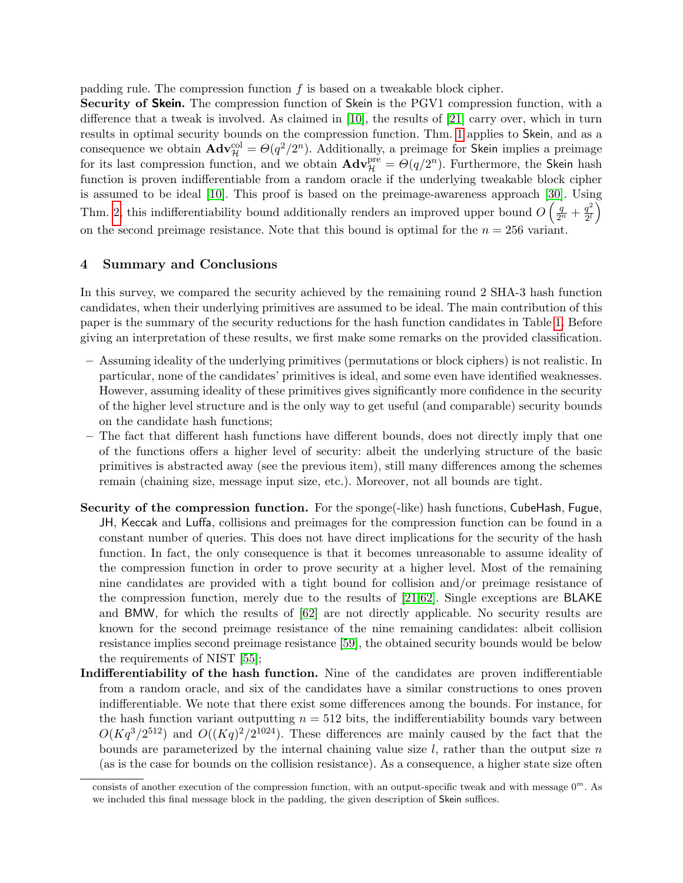padding rule. The compression function $f$ is based on a tweakable block cipher.

**Security of Skein.** The compression function of Skein is the PGV1 compression function, with a difference that a tweak is involved. As claimed in [10], the results of [21] carry over, which in turn results in optimal security bounds on the compression function. Thm. 1 applies to Skein, and as a consequence we obtain $\mathbf{Adv}_{\mathcal{H}}^{\mathrm{col}} = \Theta(q^2/2^n)$. Additionally, a preimage for Skein implies a preimage for its last compression function, and we obtain $\mathbf{Adv}_{\mathcal{H}}^{\mathrm{pre}} = \Theta(q/2^n)$. Furthermore, the Skein hash function is proven indifferentiable from a random oracle if the underlying tweakable block cipher is assumed to be ideal [10]. This proof is based on the preimage-awareness approach [30]. Using Thm. 2, this indifferentiability bound additionally renders an improved upper bound $O\left(\frac{q}{2^n} + \frac{q^2}{2^l}\right)$ on the second preimage resistance. Note that this bound is optimal for the $n = 256$ variant.

## 4 Summary and Conclusions

In this survey, we compared the security achieved by the remaining round 2 SHA-3 hash function candidates, when their underlying primitives are assumed to be ideal. The main contribution of this paper is the summary of the security reductions for the hash function candidates in Table 1. Before giving an interpretation of these results, we first make some remarks on the provided classification.

- Assuming ideality of the underlying primitives (permutations or block ciphers) is not realistic. In particular, none of the candidates' primitives is ideal, and some even have identified weaknesses. However, assuming ideality of these primitives gives significantly more confidence in the security of the higher level structure and is the only way to get useful (and comparable) security bounds on the candidate hash functions;
- The fact that different hash functions have different bounds, does not directly imply that one of the functions offers a higher level of security: albeit the underlying structure of the basic primitives is abstracted away (see the previous item), still many differences among the schemes remain (chaining size, message input size, etc.). Moreover, not all bounds are tight.

**Security of the compression function.** For the sponge(-like) hash functions, CubeHash, Fugue, JH, Keccak and Luffa, collisions and preimages for the compression function can be found in a constant number of queries. This does not have direct implications for the security of the hash function. In fact, the only consequence is that it becomes unreasonable to assume ideality of the compression function in order to prove security at a higher level. Most of the remaining nine candidates are provided with a tight bound for collision and/or preimage resistance of the compression function, merely due to the results of [21,62]. Single exceptions are BLAKE and BMW, for which the results of [62] are not directly applicable. No security results are known for the second preimage resistance of the nine remaining candidates: albeit collision resistance implies second preimage resistance [59], the obtained security bounds would be below the requirements of NIST [55];

**Indifferentiability of the hash function.** Nine of the candidates are proven indifferentiable from a random oracle, and six of the candidates have a similar constructions to ones proven indifferentiable. We note that there exist some differences among the bounds. For instance, for the hash function variant outputting $n = 512$ bits, the indifferentiability bounds vary between $O(Kq^3/2^{512})$ and $O((Kq)^2/2^{1024})$. These differences are mainly caused by the fact that the bounds are parameterized by the internal chaining value size $l$, rather than the output size $n$ (as is the case for bounds on the collision resistance). As a consequence, a higher state size often

consists of another execution of the compression function, with an output-specific tweak and with message $0^m$. As we included this final message block in the padding, the given description of Skein suffices.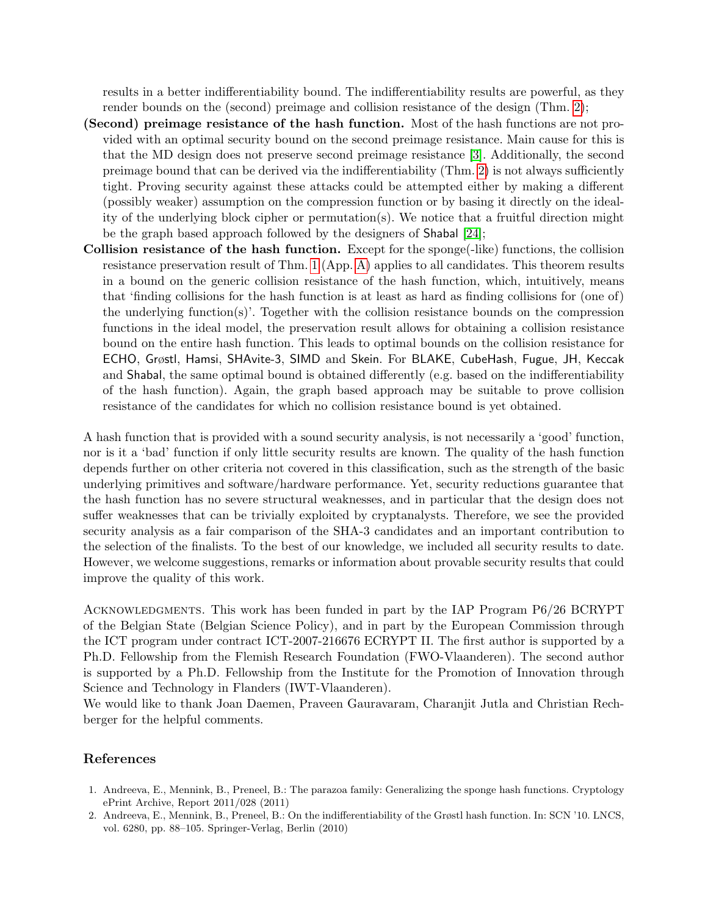results in a better indifferentiability bound. The indifferentiability results are powerful, as they render bounds on the (second) preimage and collision resistance of the design (Thm. 2);

**(Second) preimage resistance of the hash function.** Most of the hash functions are not provided with an optimal security bound on the second preimage resistance. Main cause for this is that the MD design does not preserve second preimage resistance [3]. Additionally, the second preimage bound that can be derived via the indifferentiability (Thm. 2) is not always sufficiently tight. Proving security against these attacks could be attempted either by making a different (possibly weaker) assumption on the compression function or by basing it directly on the ideality of the underlying block cipher or permutation(s). We notice that a fruitful direction might be the graph based approach followed by the designers of Shabal [24];

**Collision resistance of the hash function.** Except for the sponge(-like) functions, the collision resistance preservation result of Thm. 1 (App. A) applies to all candidates. This theorem results in a bound on the generic collision resistance of the hash function, which, intuitively, means that 'finding collisions for the hash function is at least as hard as finding collisions for (one of) the underlying function(s)'. Together with the collision resistance bounds on the compression functions in the ideal model, the preservation result allows for obtaining a collision resistance bound on the entire hash function. This leads to optimal bounds on the collision resistance for ECHO, Grøstl, Hamsi, SHAvite-3, SIMD and Skein. For BLAKE, CubeHash, Fugue, JH, Keccak and Shabal, the same optimal bound is obtained differently (e.g. based on the indifferentiability of the hash function). Again, the graph based approach may be suitable to prove collision resistance of the candidates for which no collision resistance bound is yet obtained.

A hash function that is provided with a sound security analysis, is not necessarily a 'good' function, nor is it a 'bad' function if only little security results are known. The quality of the hash function depends further on other criteria not covered in this classification, such as the strength of the basic underlying primitives and software/hardware performance. Yet, security reductions guarantee that the hash function has no severe structural weaknesses, and in particular that the design does not suffer weaknesses that can be trivially exploited by cryptanalysts. Therefore, we see the provided security analysis as a fair comparison of the SHA-3 candidates and an important contribution to the selection of the finalists. To the best of our knowledge, we included all security results to date. However, we welcome suggestions, remarks or information about provable security results that could improve the quality of this work.

Acknowledgments. This work has been funded in part by the IAP Program P6/26 BCRYPT of the Belgian State (Belgian Science Policy), and in part by the European Commission through the ICT program under contract ICT-2007-216676 ECRYPT II. The first author is supported by a Ph.D. Fellowship from the Flemish Research Foundation (FWO-Vlaanderen). The second author is supported by a Ph.D. Fellowship from the Institute for the Promotion of Innovation through Science and Technology in Flanders (IWT-Vlaanderen).
We would like to thank Joan Daemen, Praveen Gauravaram, Charanjit Jutla and Christian Rechberger for the helpful comments.

## References

1. Andreeva, E., Mennink, B., Preneel, B.: The parazoa family: Generalizing the sponge hash functions. Cryptology ePrint Archive, Report 2011/028 (2011)
2. Andreeva, E., Mennink, B., Preneel, B.: On the indifferentiability of the Grøstl hash function. In: SCN '10. LNCS, vol. 6280, pp. 88–105. Springer-Verlag, Berlin (2010)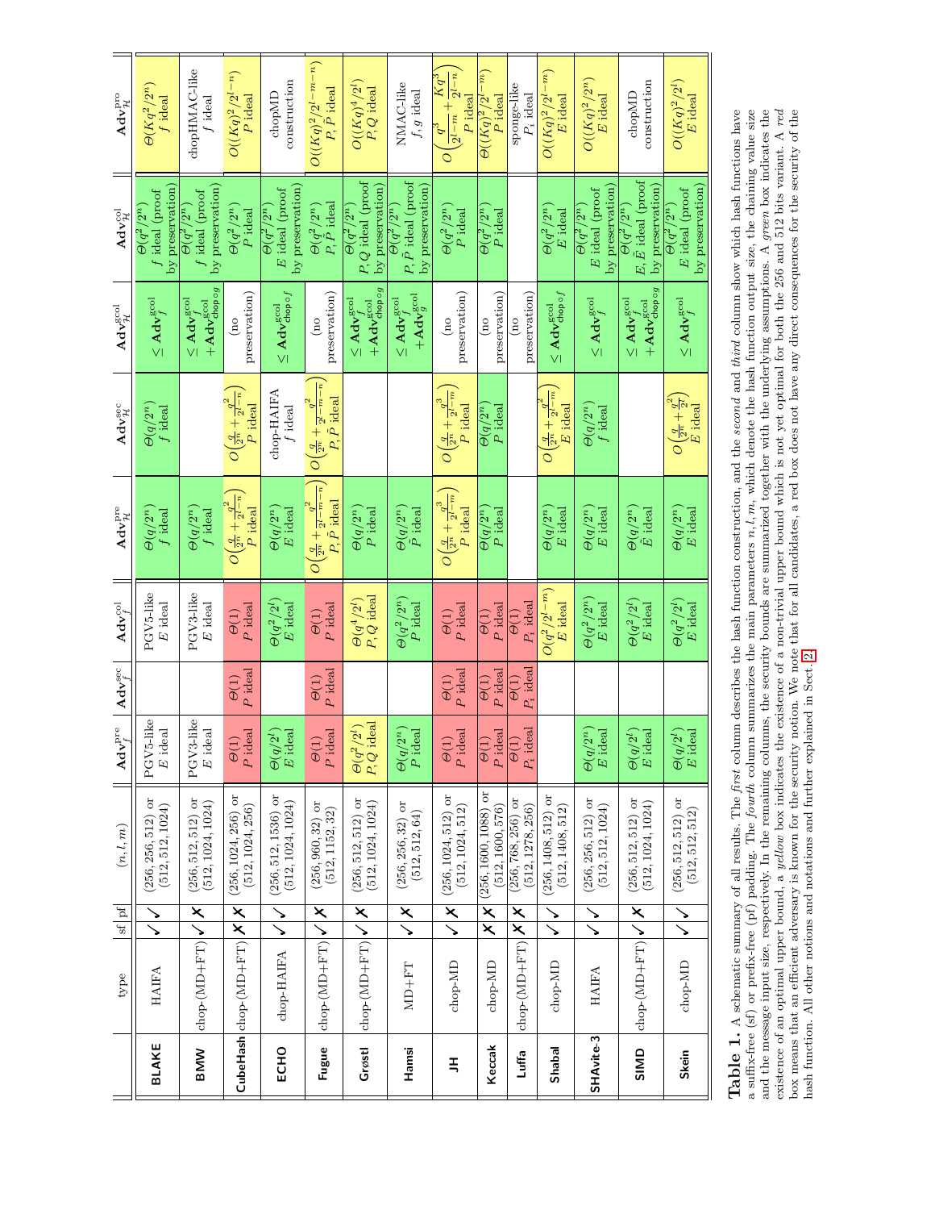| | type | sf | pf | $(n,l,m)$ | $\mathbf{Adv}_f^{\text{pre}}$ | $\mathbf{Adv}_f^{\text{sec}}$ | $\mathbf{Adv}_f^{\text{col}}$ | $\mathbf{Adv}_{\mathcal{H}}^{\text{pre}}$ | $\mathbf{Adv}_{\mathcal{H}}^{\text{sec}}$ | $\mathbf{Adv}_{\mathcal{H}}^{\text{gcol}}$ | $\mathbf{Adv}_{\mathcal{H}}^{\text{col}}$ | $\mathbf{Adv}_{\mathcal{H}}^{\text{pro}}$ |
|---|---|---|---|---|---|---|---|---|---|---|---|---|
| **BLAKE** | HAIFA | ✓ | ✓ | $(256,256,512)$ or $(512,512,1024)$ | PGV5-like $E$ ideal | | PGV5-like $E$ ideal | $\Theta(q/2^n)$ $f$ ideal | $\Theta(q/2^n)$ $f$ ideal | $\leq \mathbf{Adv}_f^{\text{gcol}}$ | $\Theta(q^2/2^n)$ $f$ ideal (proof by preservation) | $\Theta(Kq^2/2^n)$ $f$ ideal |
| **BMW** | chop-(MD+FT) | ✓ | ✗ | $(256,512,512)$ or $(512,1024,1024)$ | PGV3-like $E$ ideal | | PGV3-like $E$ ideal | $\Theta(q/2^n)$ $f$ ideal | | $\leq \mathbf{Adv}_f^{\text{gcol}} + \mathbf{Adv}_{\text{chop}\circ g}^{\text{gcol}}$ | $\Theta(q^2/2^n)$ $f$ ideal (proof by preservation) | chopHMAC-like $f$ ideal |
| **CubeHash** | chop-(MD+FT) | ✗ | ✗ | $(256,1024,256)$ or $(512,1024,256)$ | $\Theta(1)$ $P$ ideal | $\Theta(1)$ $P$ ideal | $\Theta(1)$ $P$ ideal | $O\left(\frac{q}{2^n}+\frac{q^2}{2^{l-n}}\right)$ $P$ ideal | $O\left(\frac{q}{2^n}+\frac{q^2}{2^{l-n}}\right)$ $P$ ideal | (no preservation) | $\Theta(q^2/2^n)$ $P$ ideal | $O((Kq)^2/2^{l-n})$ $P$ ideal |
| **ECHO** | chop-HAIFA | ✓ | ✓ | $(256,512,1536)$ or $(512,1024,1024)$ | $\Theta(q/2^l)$ $E$ ideal | | $\Theta(q^2/2^l)$ $E$ ideal | $\Theta(q/2^n)$ $E$ ideal | chop-HAIFA $f$ ideal | $\leq \mathbf{Adv}_{\text{chop}\circ f}^{\text{gcol}}$ | $\Theta(q^2/2^n)$ $E$ ideal (proof by preservation) | chopMD construction |
| **Fugue** | chop-(MD+FT) | ✓ | ✗ | $(256,960,32)$ or $(512,1152,32)$ | $\Theta(1)$ $P$ ideal | $\Theta(1)$ $P$ ideal | $\Theta(1)$ $P$ ideal | $O\left(\frac{q}{2^n}+\frac{q^2}{2^{l-m-n}}\right)$ $P,\tilde{P}$ ideal | $O\left(\frac{q}{2^n}+\frac{q^2}{2^{l-m-n}}\right)$ $P,\tilde{P}$ ideal | (no preservation) | $\Theta(q^2/2^n)$ $P,\tilde{P}$ ideal | $O((Kq)^2/2^{l-m-n})$ $P,\tilde{P}$ ideal |
| **Grøstl** | chop-(MD+FT) | ✓ | ✗ | $(256,512,512)$ or $(512,1024,1024)$ | $\Theta(q^2/2^l)$ $P,Q$ ideal | | $\Theta(q^4/2^l)$ $P,Q$ ideal | $\Theta(q/2^n)$ $P$ ideal | | $\leq \mathbf{Adv}_f^{\text{gcol}} + \mathbf{Adv}_{\text{chop}\circ g}^{\text{gcol}}$ | $\Theta(q^2/2^n)$ $P,Q$ ideal (proof by preservation) | $O((Kq)^4/2^l)$ $P,Q$ ideal |
| **Hamsi** | MD+FT | ✓ | ✗ | $(256,256,32)$ or $(512,512,64)$ | $\Theta(q/2^n)$ $P$ ideal | | $\Theta(q^2/2^n)$ $P$ ideal | $\Theta(q/2^n)$ $\hat{P}$ ideal | | $\leq \mathbf{Adv}_f^{\text{gcol}} + \mathbf{Adv}_g^{\text{gcol}}$ | $\Theta(q^2/2^n)$ $P,\hat{P}$ ideal (proof by preservation) | NMAC-like $f,g$ ideal |
| **JH** | chop-MD | ✓ | ✗ | $(256,1024,512)$ or $(512,1024,512)$ | $\Theta(1)$ $P$ ideal | $\Theta(1)$ $P$ ideal | $\Theta(1)$ $P$ ideal | $O\left(\frac{q}{2^n}+\frac{q^3}{2^{l-m}}\right)$ $P$ ideal | $O\left(\frac{q}{2^n}+\frac{q^3}{2^{l-m}}\right)$ $P$ ideal | (no preservation) | $\Theta(q^2/2^n)$ $P$ ideal | $O\left(\frac{q^3}{2^{l-m}}+\frac{Kq^3}{2^{l-n}}\right)$ $P$ ideal |
| **Keccak** | chop-MD | ✗ | ✗ | $(256,1600,1088)$ or $(512,1600,576)$ | $\Theta(1)$ $P$ ideal | $\Theta(1)$ $P$ ideal | $\Theta(1)$ $P$ ideal | $\Theta(q/2^n)$ $P$ ideal | $\Theta(q/2^n)$ $P$ ideal | (no preservation) | $\Theta(q^2/2^n)$ $P$ ideal | $\Theta((Kq)^2/2^{l-m})$ $P$ ideal |
| **Luffa** | chop-(MD+FT) | ✗ | ✗ | $(256,768,256)$ or $(512,1278,256)$ | $\Theta(1)$ $P_i$ ideal | $\Theta(1)$ $P_i$ ideal | $\Theta(1)$ $P_i$ ideal | | | (no preservation) | | sponge-like $P_i$ ideal |
| **Shabal** | chop-MD | ✓ | ✓ | $(256,1408,512)$ or $(512,1408,512)$ | | | $O(q^2/2^{l-m})$ $E$ ideal | $\Theta(q/2^n)$ $E$ ideal | $O\left(\frac{q}{2^n}+\frac{q^2}{2^{l-m}}\right)$ $E$ ideal | $\leq \mathbf{Adv}_{\text{chop}\circ f}^{\text{gcol}}$ | $\Theta(q^2/2^n)$ $E$ ideal | $O((Kq)^2/2^{l-m})$ $E$ ideal |
| **SHAvite-3** | HAIFA | ✓ | ✓ | $(256,256,512)$ or $(512,512,1024)$ | $\Theta(q/2^n)$ $E$ ideal | | $\Theta(q^2/2^n)$ $E$ ideal | $\Theta(q/2^n)$ $E$ ideal | $\Theta(q/2^n)$ $f$ ideal | $\leq \mathbf{Adv}_f^{\text{gcol}}$ | $\Theta(q^2/2^n)$ $E$ ideal (proof by preservation) | $O((Kq)^2/2^n)$ $E$ ideal |
| **SIMD** | chop-(MD+FT) | ✓ | ✗ | $(256,512,512)$ or $(512,1024,1024)$ | $\Theta(q/2^l)$ $E$ ideal | | $\Theta(q^2/2^l)$ $E$ ideal | $\Theta(q/2^n)$ $\hat{E}$ ideal | | $\leq \mathbf{Adv}_f^{\text{gcol}} + \mathbf{Adv}_{\text{chop}\circ g}^{\text{gcol}}$ | $\Theta(q^2/2^n)$ $E,\hat{E}$ ideal (proof by preservation) | chopMD construction |
| **Skein** | chop-MD | ✓ | ✓ | $(256,512,512)$ or $(512,512,512)$ | $\Theta(q/2^l)$ $E$ ideal | | $\Theta(q^2/2^l)$ $E$ ideal | $\Theta(q/2^n)$ $E$ ideal | $O\left(\frac{q}{2^n}+\frac{q^2}{2^l}\right)$ $E$ ideal | $\leq \mathbf{Adv}_f^{\text{gcol}}$ | $\Theta(q^2/2^n)$ $E$ ideal (proof by preservation) | $O((Kq)^2/2^l)$ $E$ ideal |

**Table 1.** A schematic summary of all results. The *first* column describes the hash function construction, and the *second* and *third* column show which hash functions have a suffix-free (sf) or prefix-free (pf) padding. The *fourth* column summarizes the main parameters $n, l, m$, which denote the hash function output size, the chaining value size and the message input size, respectively. In the remaining columns, the security bounds are summarized together with the underlying assumptions. A *green* box indicates the existence of an optimal upper bound, a *yellow* box indicates the existence of a non-trivial upper bound which is not yet optimal for both the 256 and 512 bits variant. A *red* box means that an efficient adversary is known for the security notion. We note that for all candidates, a red box does not have any direct consequences for the security of the hash function. All other notions and notations and further explained in Sect. 2.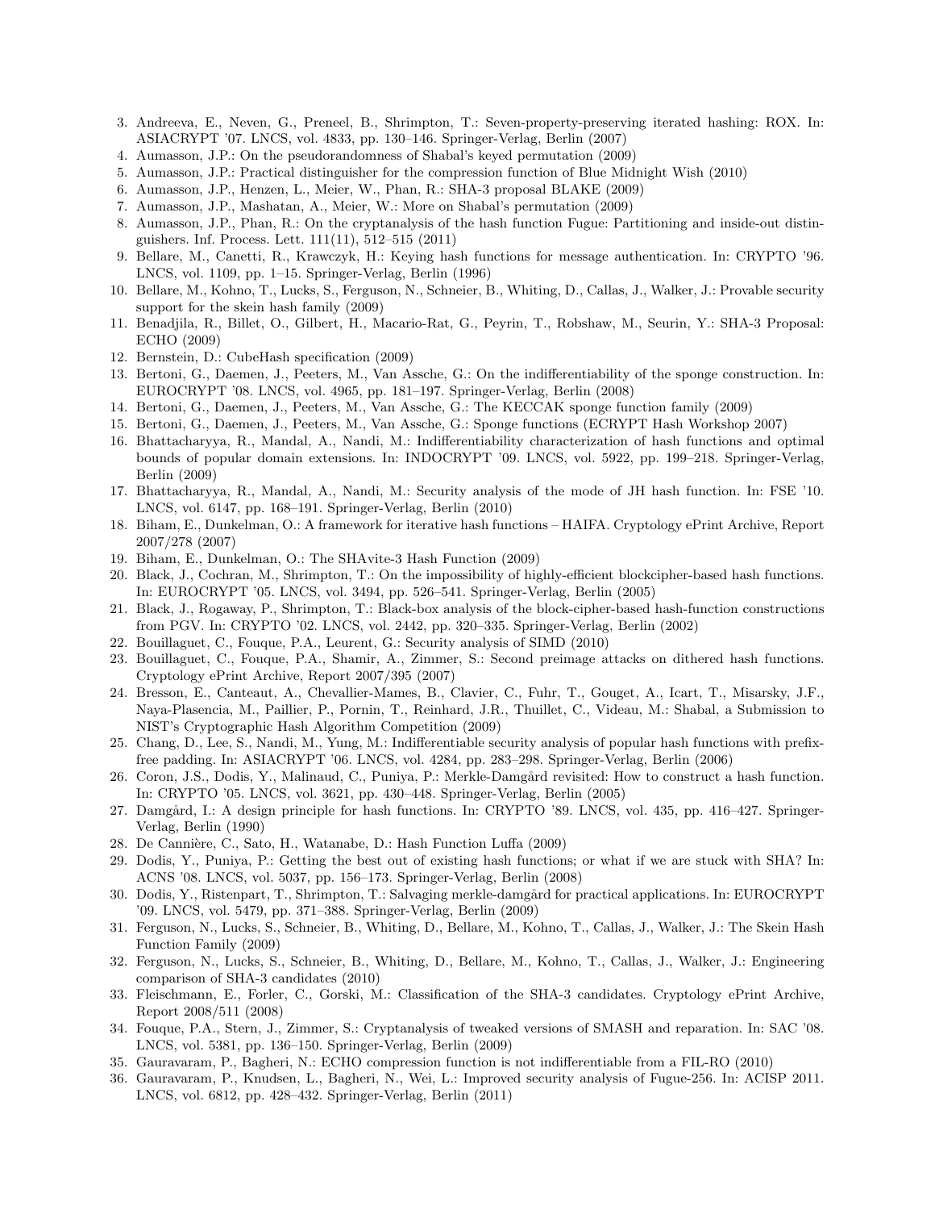3. Andreeva, E., Neven, G., Preneel, B., Shrimpton, T.: Seven-property-preserving iterated hashing: ROX. In: ASIACRYPT '07. LNCS, vol. 4833, pp. 130–146. Springer-Verlag, Berlin (2007)
4. Aumasson, J.P.: On the pseudorandomness of Shabal's keyed permutation (2009)
5. Aumasson, J.P.: Practical distinguisher for the compression function of Blue Midnight Wish (2010)
6. Aumasson, J.P., Henzen, L., Meier, W., Phan, R.: SHA-3 proposal BLAKE (2009)
7. Aumasson, J.P., Mashatan, A., Meier, W.: More on Shabal's permutation (2009)
8. Aumasson, J.P., Phan, R.: On the cryptanalysis of the hash function Fugue: Partitioning and inside-out distinguishers. Inf. Process. Lett. 111(11), 512–515 (2011)
9. Bellare, M., Canetti, R., Krawczyk, H.: Keying hash functions for message authentication. In: CRYPTO '96. LNCS, vol. 1109, pp. 1–15. Springer-Verlag, Berlin (1996)
10. Bellare, M., Kohno, T., Lucks, S., Ferguson, N., Schneier, B., Whiting, D., Callas, J., Walker, J.: Provable security support for the skein hash family (2009)
11. Benadjila, R., Billet, O., Gilbert, H., Macario-Rat, G., Peyrin, T., Robshaw, M., Seurin, Y.: SHA-3 Proposal: ECHO (2009)
12. Bernstein, D.: CubeHash specification (2009)
13. Bertoni, G., Daemen, J., Peeters, M., Van Assche, G.: On the indifferentiability of the sponge construction. In: EUROCRYPT '08. LNCS, vol. 4965, pp. 181–197. Springer-Verlag, Berlin (2008)
14. Bertoni, G., Daemen, J., Peeters, M., Van Assche, G.: The KECCAK sponge function family (2009)
15. Bertoni, G., Daemen, J., Peeters, M., Van Assche, G.: Sponge functions (ECRYPT Hash Workshop 2007)
16. Bhattacharyya, R., Mandal, A., Nandi, M.: Indifferentiability characterization of hash functions and optimal bounds of popular domain extensions. In: INDOCRYPT '09. LNCS, vol. 5922, pp. 199–218. Springer-Verlag, Berlin (2009)
17. Bhattacharyya, R., Mandal, A., Nandi, M.: Security analysis of the mode of JH hash function. In: FSE '10. LNCS, vol. 6147, pp. 168–191. Springer-Verlag, Berlin (2010)
18. Biham, E., Dunkelman, O.: A framework for iterative hash functions – HAIFA. Cryptology ePrint Archive, Report 2007/278 (2007)
19. Biham, E., Dunkelman, O.: The SHAvite-3 Hash Function (2009)
20. Black, J., Cochran, M., Shrimpton, T.: On the impossibility of highly-efficient blockcipher-based hash functions. In: EUROCRYPT '05. LNCS, vol. 3494, pp. 526–541. Springer-Verlag, Berlin (2005)
21. Black, J., Rogaway, P., Shrimpton, T.: Black-box analysis of the block-cipher-based hash-function constructions from PGV. In: CRYPTO '02. LNCS, vol. 2442, pp. 320–335. Springer-Verlag, Berlin (2002)
22. Bouillaguet, C., Fouque, P.A., Leurent, G.: Security analysis of SIMD (2010)
23. Bouillaguet, C., Fouque, P.A., Shamir, A., Zimmer, S.: Second preimage attacks on dithered hash functions. Cryptology ePrint Archive, Report 2007/395 (2007)
24. Bresson, E., Canteaut, A., Chevallier-Mames, B., Clavier, C., Fuhr, T., Gouget, A., Icart, T., Misarsky, J.F., Naya-Plasencia, M., Paillier, P., Pornin, T., Reinhard, J.R., Thuillet, C., Videau, M.: Shabal, a Submission to NIST's Cryptographic Hash Algorithm Competition (2009)
25. Chang, D., Lee, S., Nandi, M., Yung, M.: Indifferentiable security analysis of popular hash functions with prefix-free padding. In: ASIACRYPT '06. LNCS, vol. 4284, pp. 283–298. Springer-Verlag, Berlin (2006)
26. Coron, J.S., Dodis, Y., Malinaud, C., Puniya, P.: Merkle-Damgård revisited: How to construct a hash function. In: CRYPTO '05. LNCS, vol. 3621, pp. 430–448. Springer-Verlag, Berlin (2005)
27. Damgård, I.: A design principle for hash functions. In: CRYPTO '89. LNCS, vol. 435, pp. 416–427. Springer-Verlag, Berlin (1990)
28. De Cannière, C., Sato, H., Watanabe, D.: Hash Function Luffa (2009)
29. Dodis, Y., Puniya, P.: Getting the best out of existing hash functions; or what if we are stuck with SHA? In: ACNS '08. LNCS, vol. 5037, pp. 156–173. Springer-Verlag, Berlin (2008)
30. Dodis, Y., Ristenpart, T., Shrimpton, T.: Salvaging merkle-damgård for practical applications. In: EUROCRYPT '09. LNCS, vol. 5479, pp. 371–388. Springer-Verlag, Berlin (2009)
31. Ferguson, N., Lucks, S., Schneier, B., Whiting, D., Bellare, M., Kohno, T., Callas, J., Walker, J.: The Skein Hash Function Family (2009)
32. Ferguson, N., Lucks, S., Schneier, B., Whiting, D., Bellare, M., Kohno, T., Callas, J., Walker, J.: Engineering comparison of SHA-3 candidates (2010)
33. Fleischmann, E., Forler, C., Gorski, M.: Classification of the SHA-3 candidates. Cryptology ePrint Archive, Report 2008/511 (2008)
34. Fouque, P.A., Stern, J., Zimmer, S.: Cryptanalysis of tweaked versions of SMASH and reparation. In: SAC '08. LNCS, vol. 5381, pp. 136–150. Springer-Verlag, Berlin (2009)
35. Gauravaram, P., Bagheri, N.: ECHO compression function is not indifferentiable from a FIL-RO (2010)
36. Gauravaram, P., Knudsen, L., Bagheri, N., Wei, L.: Improved security analysis of Fugue-256. In: ACISP 2011. LNCS, vol. 6812, pp. 428–432. Springer-Verlag, Berlin (2011)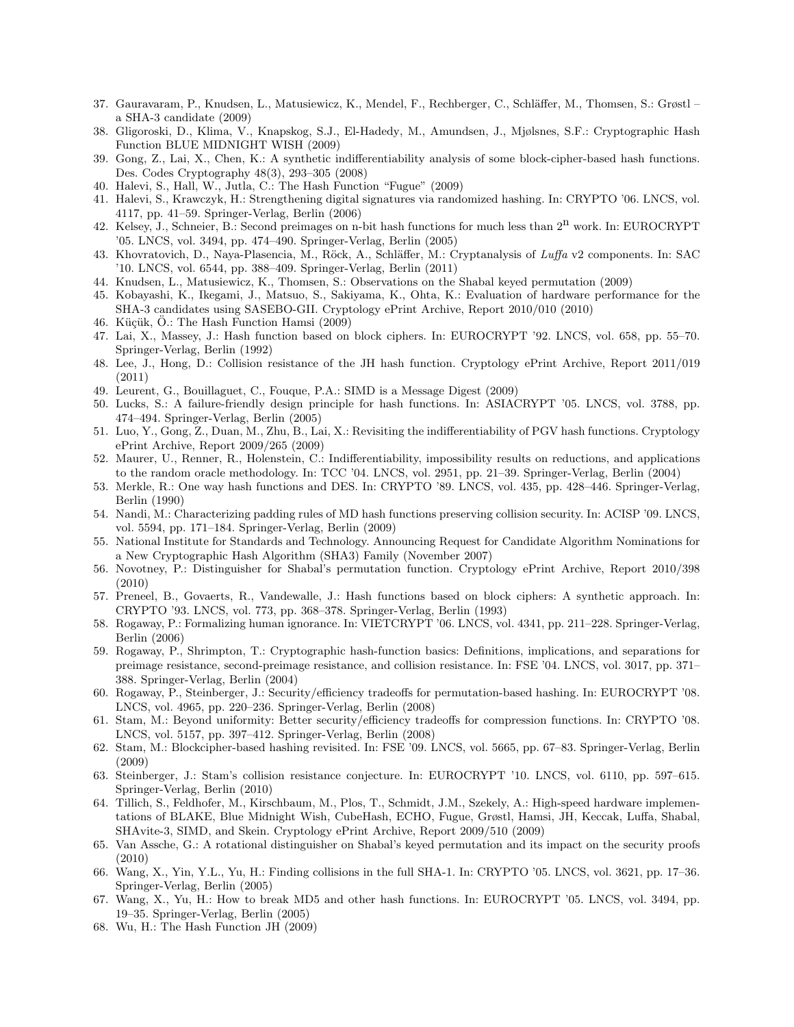37. Gauravaram, P., Knudsen, L., Matusiewicz, K., Mendel, F., Rechberger, C., Schläffer, M., Thomsen, S.: Grøstl – a SHA-3 candidate (2009)
38. Gligoroski, D., Klima, V., Knapskog, S.J., El-Hadedy, M., Amundsen, J., Mjølsnes, S.F.: Cryptographic Hash Function BLUE MIDNIGHT WISH (2009)
39. Gong, Z., Lai, X., Chen, K.: A synthetic indifferentiability analysis of some block-cipher-based hash functions. Des. Codes Cryptography 48(3), 293–305 (2008)
40. Halevi, S., Hall, W., Jutla, C.: The Hash Function "Fugue" (2009)
41. Halevi, S., Krawczyk, H.: Strengthening digital signatures via randomized hashing. In: CRYPTO '06. LNCS, vol. 4117, pp. 41–59. Springer-Verlag, Berlin (2006)
42. Kelsey, J., Schneier, B.: Second preimages on n-bit hash functions for much less than $2^n$ work. In: EUROCRYPT '05. LNCS, vol. 3494, pp. 474–490. Springer-Verlag, Berlin (2005)
43. Khovratovich, D., Naya-Plasencia, M., Röck, A., Schläffer, M.: Cryptanalysis of *Luffa* v2 components. In: SAC '10. LNCS, vol. 6544, pp. 388–409. Springer-Verlag, Berlin (2011)
44. Knudsen, L., Matusiewicz, K., Thomsen, S.: Observations on the Shabal keyed permutation (2009)
45. Kobayashi, K., Ikegami, J., Matsuo, S., Sakiyama, K., Ohta, K.: Evaluation of hardware performance for the SHA-3 candidates using SASEBO-GII. Cryptology ePrint Archive, Report 2010/010 (2010)
46. Küçük, Ö.: The Hash Function Hamsi (2009)
47. Lai, X., Massey, J.: Hash function based on block ciphers. In: EUROCRYPT '92. LNCS, vol. 658, pp. 55–70. Springer-Verlag, Berlin (1992)
48. Lee, J., Hong, D.: Collision resistance of the JH hash function. Cryptology ePrint Archive, Report 2011/019 (2011)
49. Leurent, G., Bouillaguet, C., Fouque, P.A.: SIMD is a Message Digest (2009)
50. Lucks, S.: A failure-friendly design principle for hash functions. In: ASIACRYPT '05. LNCS, vol. 3788, pp. 474–494. Springer-Verlag, Berlin (2005)
51. Luo, Y., Gong, Z., Duan, M., Zhu, B., Lai, X.: Revisiting the indifferentiability of PGV hash functions. Cryptology ePrint Archive, Report 2009/265 (2009)
52. Maurer, U., Renner, R., Holenstein, C.: Indifferentiability, impossibility results on reductions, and applications to the random oracle methodology. In: TCC '04. LNCS, vol. 2951, pp. 21–39. Springer-Verlag, Berlin (2004)
53. Merkle, R.: One way hash functions and DES. In: CRYPTO '89. LNCS, vol. 435, pp. 428–446. Springer-Verlag, Berlin (1990)
54. Nandi, M.: Characterizing padding rules of MD hash functions preserving collision security. In: ACISP '09. LNCS, vol. 5594, pp. 171–184. Springer-Verlag, Berlin (2009)
55. National Institute for Standards and Technology. Announcing Request for Candidate Algorithm Nominations for a New Cryptographic Hash Algorithm (SHA3) Family (November 2007)
56. Novotney, P.: Distinguisher for Shabal's permutation function. Cryptology ePrint Archive, Report 2010/398 (2010)
57. Preneel, B., Govaerts, R., Vandewalle, J.: Hash functions based on block ciphers: A synthetic approach. In: CRYPTO '93. LNCS, vol. 773, pp. 368–378. Springer-Verlag, Berlin (1993)
58. Rogaway, P.: Formalizing human ignorance. In: VIETCRYPT '06. LNCS, vol. 4341, pp. 211–228. Springer-Verlag, Berlin (2006)
59. Rogaway, P., Shrimpton, T.: Cryptographic hash-function basics: Definitions, implications, and separations for preimage resistance, second-preimage resistance, and collision resistance. In: FSE '04. LNCS, vol. 3017, pp. 371–388. Springer-Verlag, Berlin (2004)
60. Rogaway, P., Steinberger, J.: Security/efficiency tradeoffs for permutation-based hashing. In: EUROCRYPT '08. LNCS, vol. 4965, pp. 220–236. Springer-Verlag, Berlin (2008)
61. Stam, M.: Beyond uniformity: Better security/efficiency tradeoffs for compression functions. In: CRYPTO '08. LNCS, vol. 5157, pp. 397–412. Springer-Verlag, Berlin (2008)
62. Stam, M.: Blockcipher-based hashing revisited. In: FSE '09. LNCS, vol. 5665, pp. 67–83. Springer-Verlag, Berlin (2009)
63. Steinberger, J.: Stam's collision resistance conjecture. In: EUROCRYPT '10. LNCS, vol. 6110, pp. 597–615. Springer-Verlag, Berlin (2010)
64. Tillich, S., Feldhofer, M., Kirschbaum, M., Plos, T., Schmidt, J.M., Szekely, A.: High-speed hardware implementations of BLAKE, Blue Midnight Wish, CubeHash, ECHO, Fugue, Grøstl, Hamsi, JH, Keccak, Luffa, Shabal, SHAvite-3, SIMD, and Skein. Cryptology ePrint Archive, Report 2009/510 (2009)
65. Van Assche, G.: A rotational distinguisher on Shabal's keyed permutation and its impact on the security proofs (2010)
66. Wang, X., Yin, Y.L., Yu, H.: Finding collisions in the full SHA-1. In: CRYPTO '05. LNCS, vol. 3621, pp. 17–36. Springer-Verlag, Berlin (2005)
67. Wang, X., Yu, H.: How to break MD5 and other hash functions. In: EUROCRYPT '05. LNCS, vol. 3494, pp. 19–35. Springer-Verlag, Berlin (2005)
68. Wu, H.: The Hash Function JH (2009)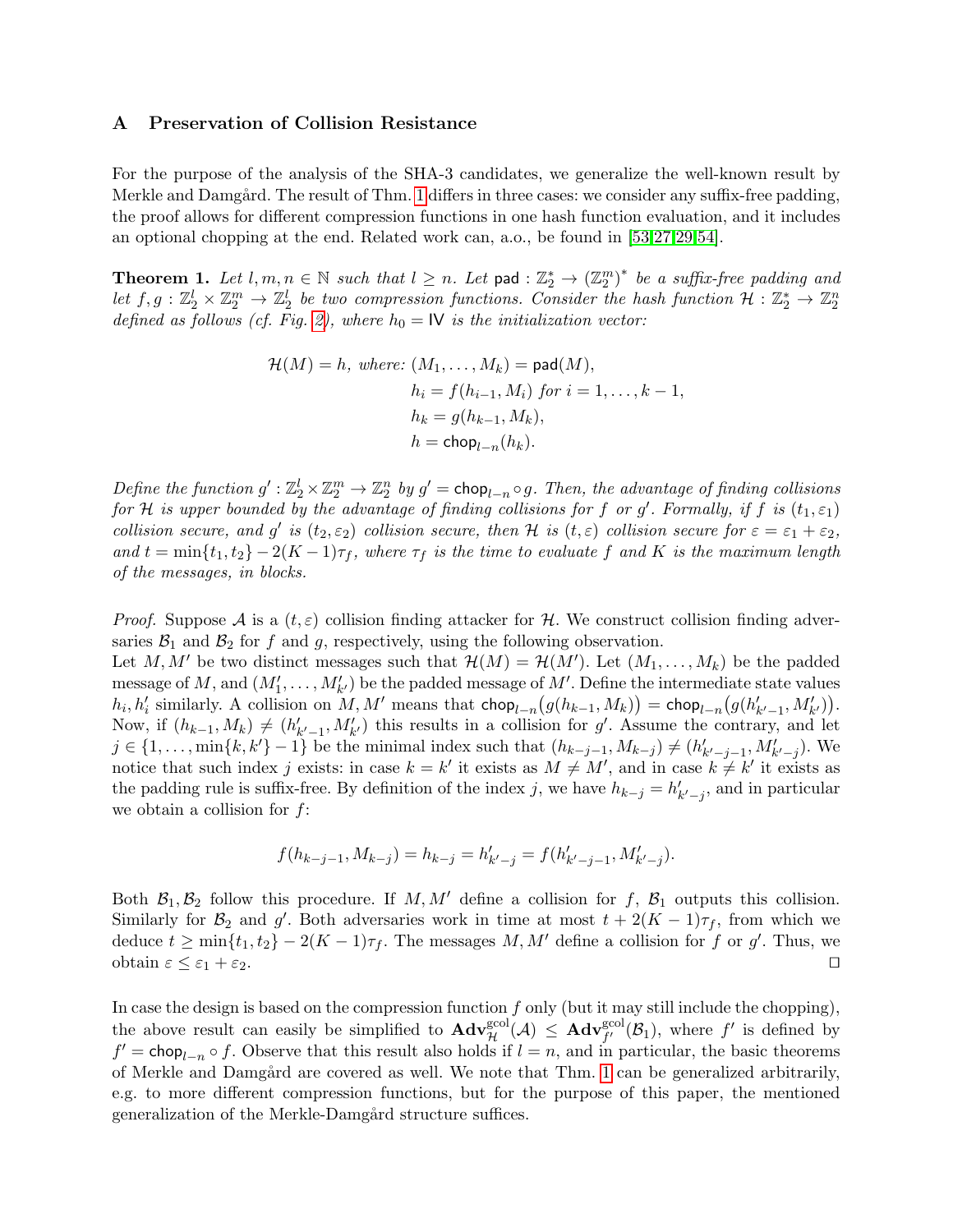## A Preservation of Collision Resistance

For the purpose of the analysis of the SHA-3 candidates, we generalize the well-known result by Merkle and Damgård. The result of Thm. 1 differs in three cases: we consider any suffix-free padding, the proof allows for different compression functions in one hash function evaluation, and it includes an optional chopping at the end. Related work can, a.o., be found in [53,27,29,54].

**Theorem 1.** *Let $l, m, n \in \mathbb{N}$ such that $l \geq n$. Let $\mathsf{pad} : \mathbb{Z}_2^* \to (\mathbb{Z}_2^m)^*$ be a suffix-free padding and let $f, g : \mathbb{Z}_2^l \times \mathbb{Z}_2^m \to \mathbb{Z}_2^l$ be two compression functions. Consider the hash function $\mathcal{H} : \mathbb{Z}_2^* \to \mathbb{Z}_2^n$ defined as follows (cf. Fig. 2), where $h_0 = \mathsf{IV}$ is the initialization vector:*

$$
\begin{aligned}
\mathcal{H}(M) = h, \text{ where: } & (M_1, \ldots, M_k) = \mathsf{pad}(M),\\
& h_i = f(h_{i-1}, M_i) \text{ for } i = 1, \ldots, k-1,\\
& h_k = g(h_{k-1}, M_k),\\
& h = \mathsf{chop}_{l-n}(h_k).
\end{aligned}
$$

*Define the function $g' : \mathbb{Z}_2^l \times \mathbb{Z}_2^m \to \mathbb{Z}_2^n$ by $g' = \mathsf{chop}_{l-n} \circ g$. Then, the advantage of finding collisions for $\mathcal{H}$ is upper bounded by the advantage of finding collisions for $f$ or $g'$. Formally, if $f$ is $(t_1, \varepsilon_1)$ collision secure, and $g'$ is $(t_2, \varepsilon_2)$ collision secure, then $\mathcal{H}$ is $(t, \varepsilon)$ collision secure for $\varepsilon = \varepsilon_1 + \varepsilon_2$, and $t = \min\{t_1, t_2\} - 2(K-1)\tau_f$, where $\tau_f$ is the time to evaluate $f$ and $K$ is the maximum length of the messages, in blocks.*

*Proof.* Suppose $\mathcal{A}$ is a $(t, \varepsilon)$ collision finding attacker for $\mathcal{H}$. We construct collision finding adversaries $\mathcal{B}_1$ and $\mathcal{B}_2$ for $f$ and $g$, respectively, using the following observation.
Let $M, M'$ be two distinct messages such that $\mathcal{H}(M) = \mathcal{H}(M')$. Let $(M_1, \ldots, M_k)$ be the padded message of $M$, and $(M'_1, \ldots, M'_{k'})$ be the padded message of $M'$. Define the intermediate state values $h_i, h'_i$ similarly. A collision on $M, M'$ means that $\mathsf{chop}_{l-n}\big(g(h_{k-1}, M_k)\big) = \mathsf{chop}_{l-n}\big(g(h'_{k'-1}, M'_{k'})\big)$. Now, if $(h_{k-1}, M_k) \neq (h'_{k'-1}, M'_{k'})$ this results in a collision for $g'$. Assume the contrary, and let $j \in \{1, \ldots, \min\{k, k'\} - 1\}$ be the minimal index such that $(h_{k-j-1}, M_{k-j}) \neq (h'_{k'-j-1}, M'_{k'-j})$. We notice that such index $j$ exists: in case $k = k'$ it exists as $M \neq M'$, and in case $k \neq k'$ it exists as the padding rule is suffix-free. By definition of the index $j$, we have $h_{k-j} = h'_{k'-j}$, and in particular we obtain a collision for $f$:

$$
f(h_{k-j-1}, M_{k-j}) = h_{k-j} = h'_{k'-j} = f(h'_{k'-j-1}, M'_{k'-j}).
$$

Both $\mathcal{B}_1, \mathcal{B}_2$ follow this procedure. If $M, M'$ define a collision for $f$, $\mathcal{B}_1$ outputs this collision. Similarly for $\mathcal{B}_2$ and $g'$. Both adversaries work in time at most $t + 2(K-1)\tau_f$, from which we deduce $t \geq \min\{t_1, t_2\} - 2(K-1)\tau_f$. The messages $M, M'$ define a collision for $f$ or $g'$. Thus, we obtain $\varepsilon \leq \varepsilon_1 + \varepsilon_2$. $\square$

In case the design is based on the compression function $f$ only (but it may still include the chopping), the above result can easily be simplified to $\mathbf{Adv}_{\mathcal{H}}^{\text{gcol}}(\mathcal{A}) \leq \mathbf{Adv}_{f'}^{\text{gcol}}(\mathcal{B}_1)$, where $f'$ is defined by $f' = \mathsf{chop}_{l-n} \circ f$. Observe that this result also holds if $l = n$, and in particular, the basic theorems of Merkle and Damgård are covered as well. We note that Thm. 1 can be generalized arbitrarily, e.g. to more different compression functions, but for the purpose of this paper, the mentioned generalization of the Merkle-Damgård structure suffices.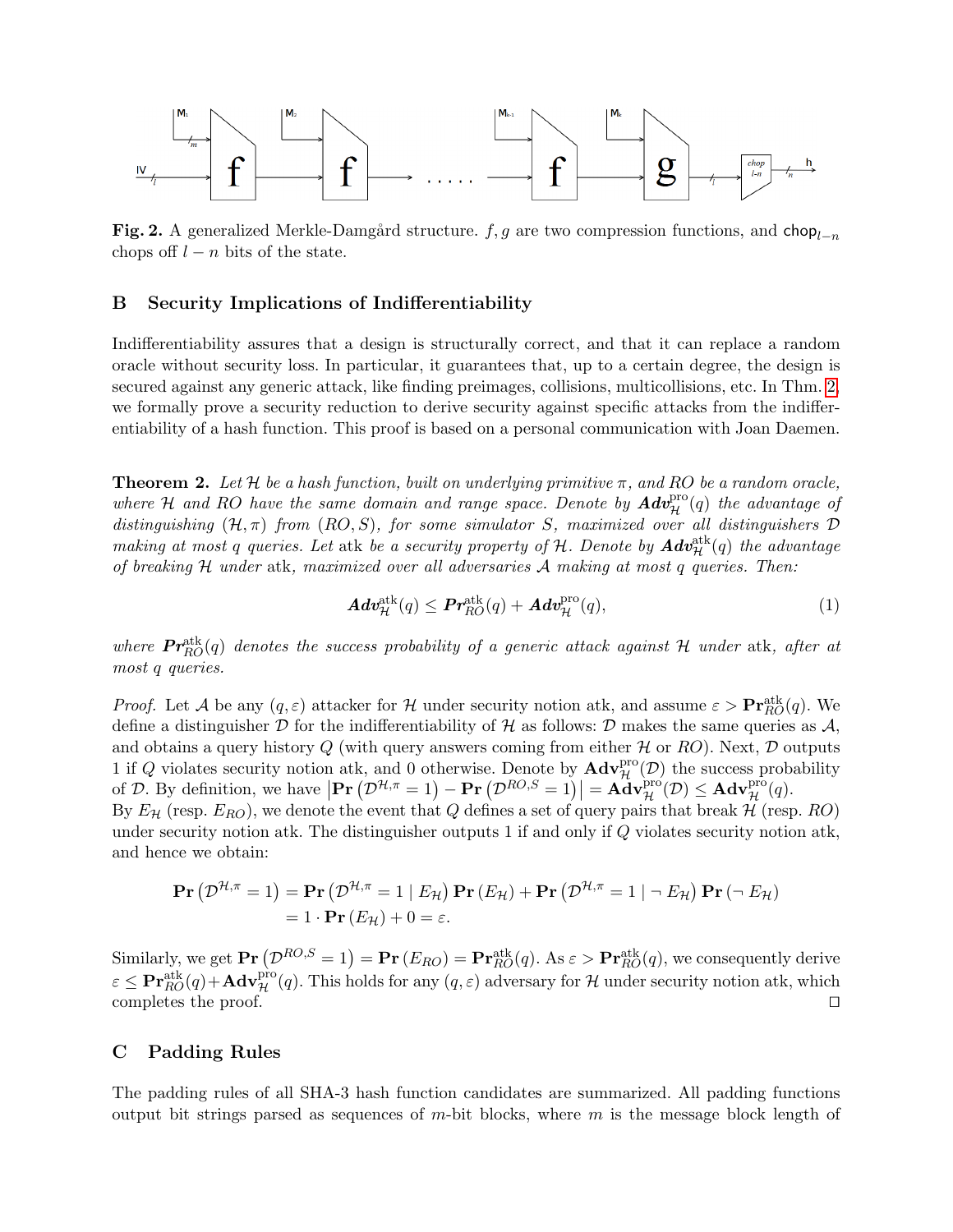**Fig. 2.** A generalized Merkle-Damgård structure. $f, g$ are two compression functions, and $\mathsf{chop}_{l-n}$ chops off $l-n$ bits of the state.

## B Security Implications of Indifferentiability

Indifferentiability assures that a design is structurally correct, and that it can replace a random oracle without security loss. In particular, it guarantees that, up to a certain degree, the design is secured against any generic attack, like finding preimages, collisions, multicollisions, etc. In Thm. 2, we formally prove a security reduction to derive security against specific attacks from the indifferentiability of a hash function. This proof is based on a personal communication with Joan Daemen.

**Theorem 2.** *Let $\mathcal{H}$ be a hash function, built on underlying primitive $\pi$, and RO be a random oracle, where $\mathcal{H}$ and RO have the same domain and range space. Denote by $\mathbf{Adv}_{\mathcal{H}}^{\mathrm{pro}}(q)$ the advantage of distinguishing $(\mathcal{H}, \pi)$ from $(RO, S)$, for some simulator $S$, maximized over all distinguishers $\mathcal{D}$ making at most $q$ queries. Let* atk *be a security property of $\mathcal{H}$. Denote by $\mathbf{Adv}_{\mathcal{H}}^{\mathrm{atk}}(q)$ the advantage of breaking $\mathcal{H}$ under* atk*, maximized over all adversaries $\mathcal{A}$ making at most $q$ queries. Then:*

$$\mathbf{Adv}_{\mathcal{H}}^{\mathrm{atk}}(q) \leq \mathbf{Pr}_{RO}^{\mathrm{atk}}(q) + \mathbf{Adv}_{\mathcal{H}}^{\mathrm{pro}}(q), \tag{1}$$

*where $\mathbf{Pr}_{RO}^{\mathrm{atk}}(q)$ denotes the success probability of a generic attack against $\mathcal{H}$ under* atk*, after at most $q$ queries.*

*Proof.* Let $\mathcal{A}$ be any $(q, \varepsilon)$ attacker for $\mathcal{H}$ under security notion atk, and assume $\varepsilon > \mathbf{Pr}_{RO}^{\mathrm{atk}}(q)$. We define a distinguisher $\mathcal{D}$ for the indifferentiability of $\mathcal{H}$ as follows: $\mathcal{D}$ makes the same queries as $\mathcal{A}$, and obtains a query history $Q$ (with query answers coming from either $\mathcal{H}$ or $RO$). Next, $\mathcal{D}$ outputs 1 if $Q$ violates security notion atk, and 0 otherwise. Denote by $\mathbf{Adv}_{\mathcal{H}}^{\mathrm{pro}}(\mathcal{D})$ the success probability of $\mathcal{D}$. By definition, we have $\left|\mathbf{Pr}\left(\mathcal{D}^{\mathcal{H},\pi} = 1\right) - \mathbf{Pr}\left(\mathcal{D}^{RO,S} = 1\right)\right| = \mathbf{Adv}_{\mathcal{H}}^{\mathrm{pro}}(\mathcal{D}) \leq \mathbf{Adv}_{\mathcal{H}}^{\mathrm{pro}}(q)$.
By $E_{\mathcal{H}}$ (resp. $E_{RO}$), we denote the event that $Q$ defines a set of query pairs that break $\mathcal{H}$ (resp. $RO$) under security notion atk. The distinguisher outputs 1 if and only if $Q$ violates security notion atk, and hence we obtain:

$$\begin{aligned}
\mathbf{Pr}\left(\mathcal{D}^{\mathcal{H},\pi} = 1\right) &= \mathbf{Pr}\left(\mathcal{D}^{\mathcal{H},\pi} = 1 \mid E_{\mathcal{H}}\right) \mathbf{Pr}\left(E_{\mathcal{H}}\right) + \mathbf{Pr}\left(\mathcal{D}^{\mathcal{H},\pi} = 1 \mid \neg\, E_{\mathcal{H}}\right) \mathbf{Pr}\left(\neg\, E_{\mathcal{H}}\right) \\
&= 1 \cdot \mathbf{Pr}\left(E_{\mathcal{H}}\right) + 0 = \varepsilon.
\end{aligned}$$

Similarly, we get $\mathbf{Pr}\left(\mathcal{D}^{RO,S} = 1\right) = \mathbf{Pr}\left(E_{RO}\right) = \mathbf{Pr}_{RO}^{\mathrm{atk}}(q)$. As $\varepsilon > \mathbf{Pr}_{RO}^{\mathrm{atk}}(q)$, we consequently derive $\varepsilon \leq \mathbf{Pr}_{RO}^{\mathrm{atk}}(q) + \mathbf{Adv}_{\mathcal{H}}^{\mathrm{pro}}(q)$. This holds for any $(q, \varepsilon)$ adversary for $\mathcal{H}$ under security notion atk, which completes the proof. $\square$

## C Padding Rules

The padding rules of all SHA-3 hash function candidates are summarized. All padding functions output bit strings parsed as sequences of $m$-bit blocks, where $m$ is the message block length of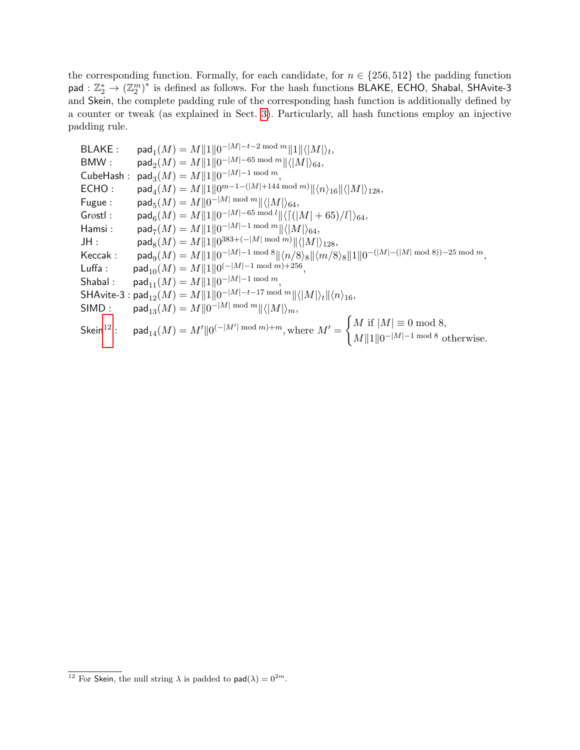the corresponding function. Formally, for each candidate, for $n \in \{256, 512\}$ the padding function $\mathsf{pad} : \mathbb{Z}_2^* \to (\mathbb{Z}_2^m)^*$ is defined as follows. For the hash functions BLAKE, BMW, ECHO, Shabal, SHAvite-3 and Skein, the complete padding rule of the corresponding hash function is additionally defined by a counter or tweak (as explained in Sect. 3). Particularly, all hash functions employ an injective padding rule.

$$
\begin{array}{ll}
\textsf{BLAKE}: & \mathsf{pad}_1(M) = M\|1\|0^{-|M|-t-2 \bmod m}\|1\|\langle |M| \rangle_t, \\
\textsf{BMW}: & \mathsf{pad}_2(M) = M\|1\|0^{-|M|-65 \bmod m}\|\langle |M| \rangle_{64}, \\
\textsf{CubeHash}: & \mathsf{pad}_3(M) = M\|1\|0^{-|M|-1 \bmod m}, \\
\textsf{ECHO}: & \mathsf{pad}_4(M) = M\|1\|0^{m-1-(|M|+144 \bmod m)}\|\langle n \rangle_{16}\|\langle |M| \rangle_{128}, \\
\textsf{Fugue}: & \mathsf{pad}_5(M) = M\|0^{-|M| \bmod m}\|\langle |M| \rangle_{64}, \\
\textsf{Grøstl}: & \mathsf{pad}_6(M) = M\|1\|0^{-|M|-65 \bmod l}\|\langle \lceil (|M|+65)/l \rceil \rangle_{64}, \\
\textsf{Hamsi}: & \mathsf{pad}_7(M) = M\|1\|0^{-|M|-1 \bmod m}\|\langle |M| \rangle_{64}, \\
\textsf{JH}: & \mathsf{pad}_8(M) = M\|1\|0^{383+(-|M| \bmod m)}\|\langle |M| \rangle_{128}, \\
\textsf{Keccak}: & \mathsf{pad}_9(M) = M\|1\|0^{-|M|-1 \bmod 8}\|\langle n/8 \rangle_8\|\langle m/8 \rangle_8\|1\|0^{-(|M|-(|M| \bmod 8))-25 \bmod m}, \\
\textsf{Luffa}: & \mathsf{pad}_{10}(M) = M\|1\|0^{(-|M|-1 \bmod m)+256}, \\
\textsf{Shabal}: & \mathsf{pad}_{11}(M) = M\|1\|0^{-|M|-1 \bmod m}, \\
\textsf{SHAvite-3}: & \mathsf{pad}_{12}(M) = M\|1\|0^{-|M|-t-17 \bmod m}\|\langle |M| \rangle_t\|\langle n \rangle_{16}, \\
\textsf{SIMD}: & \mathsf{pad}_{13}(M) = M\|0^{-|M| \bmod m}\|\langle |M| \rangle_m, \\
\textsf{Skein}[12]: & \mathsf{pad}_{14}(M) = M'\|0^{(-|M'| \bmod m)+m}, \text{where } M' = \begin{cases} M \text{ if } |M| \equiv 0 \bmod 8, \\ M\|1\|0^{-|M|-1 \bmod 8} \text{ otherwise.} \end{cases}
\end{array}
$$

[12] For Skein, the null string $\lambda$ is padded to $\mathsf{pad}(\lambda) = 0^{2m}$.